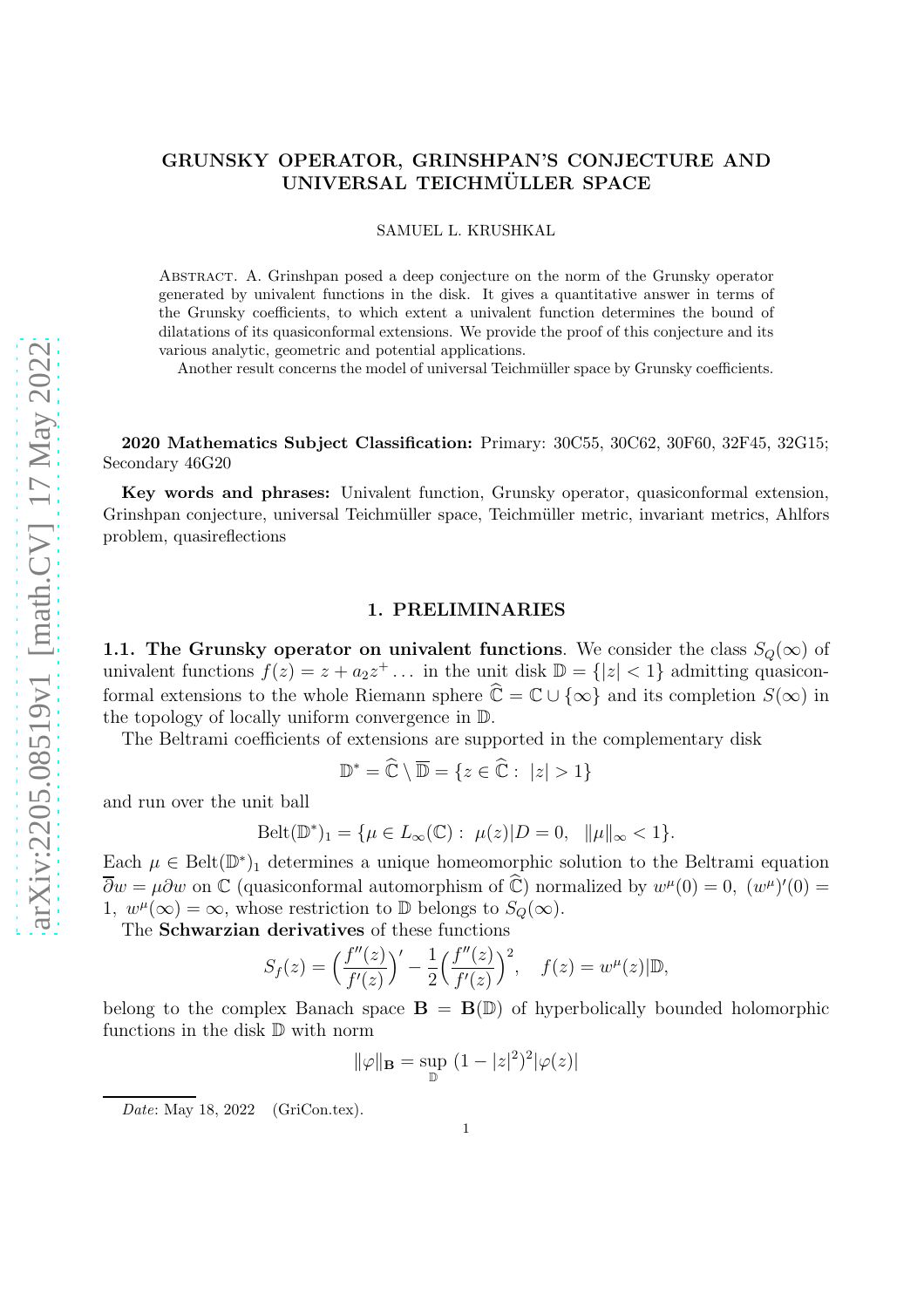# GRUNSKY OPERATOR, GRINSHPAN'S CONJECTURE AND UNIVERSAL TEICHMÜLLER SPACE

SAMUEL L. KRUSHKAL

Abstract. A. Grinshpan posed a deep conjecture on the norm of the Grunsky operator generated by univalent functions in the disk. It gives a quantitative answer in terms of the Grunsky coefficients, to which extent a univalent function determines the bound of dilatations of its quasiconformal extensions. We provide the proof of this conjecture and its various analytic, geometric and potential applications.

Another result concerns the model of universal Teichmüller space by Grunsky coefficients.

**2020 Mathematics Subject Classification:** Primary: 30C55, 30C62, 30F60, 32F45, 32G15; Secondary 46G20

**Key words and phrases:** Univalent function, Grunsky operator, quasiconformal extension, Grinshpan conjecture, universal Teichmüller space, Teichmüller metric, invariant metrics, Ahlfors problem, quasireflections

## 1. PRELIMINARIES

**1.1. The Grunsky operator on univalent functions**. We consider the class $S_Q(\infty)$ of univalent functions $f(z) = z + a_2 z^+ \dots$ in the unit disk $\mathbb{D} = \{|z| < 1\}$ admitting quasiconformal extensions to the whole Riemann sphere $\widehat{\mathbb{C}} = \mathbb{C} \cup \{\infty\}$ and its completion $S(\infty)$ in the topology of locally uniform convergence in $\mathbb{D}$.

The Beltrami coefficients of extensions are supported in the complementary disk

$$\mathbb{D}^* = \widehat{\mathbb{C}} \setminus \overline{\mathbb{D}} = \{z \in \widehat{\mathbb{C}} : \ |z| > 1\}$$

and run over the unit ball

$$\mathrm{Belt}(\mathbb{D}^*)_1 = \{\mu \in L_\infty(\mathbb{C}) : \ \mu(z)|D = 0, \ \ \|\mu\|_\infty < 1\}.$$

Each $\mu \in \mathrm{Belt}(\mathbb{D}^*)_1$ determines a unique homeomorphic solution to the Beltrami equation $\overline{\partial} w = \mu \partial w$ on $\mathbb{C}$ (quasiconformal automorphism of $\widehat{\mathbb{C}}$) normalized by $w^\mu(0) = 0, \ (w^\mu)'(0) = 1, \ w^\mu(\infty) = \infty$, whose restriction to $\mathbb{D}$ belongs to $S_Q(\infty)$.

The **Schwarzian derivatives** of these functions

$$S_f(z) = \Big(\frac{f''(z)}{f'(z)}\Big)' - \frac{1}{2}\Big(\frac{f''(z)}{f'(z)}\Big)^2, \quad f(z) = w^\mu(z)|\mathbb{D},$$

belong to the complex Banach space $\mathbf{B} = \mathbf{B}(\mathbb{D})$ of hyperbolically bounded holomorphic functions in the disk $\mathbb{D}$ with norm

$$\|\varphi\|_{\mathbf{B}} = \sup_{\mathbb{D}} \ (1 - |z|^2)^2 |\varphi(z)|$$

*Date*: May 18, 2022 (GriCon.tex).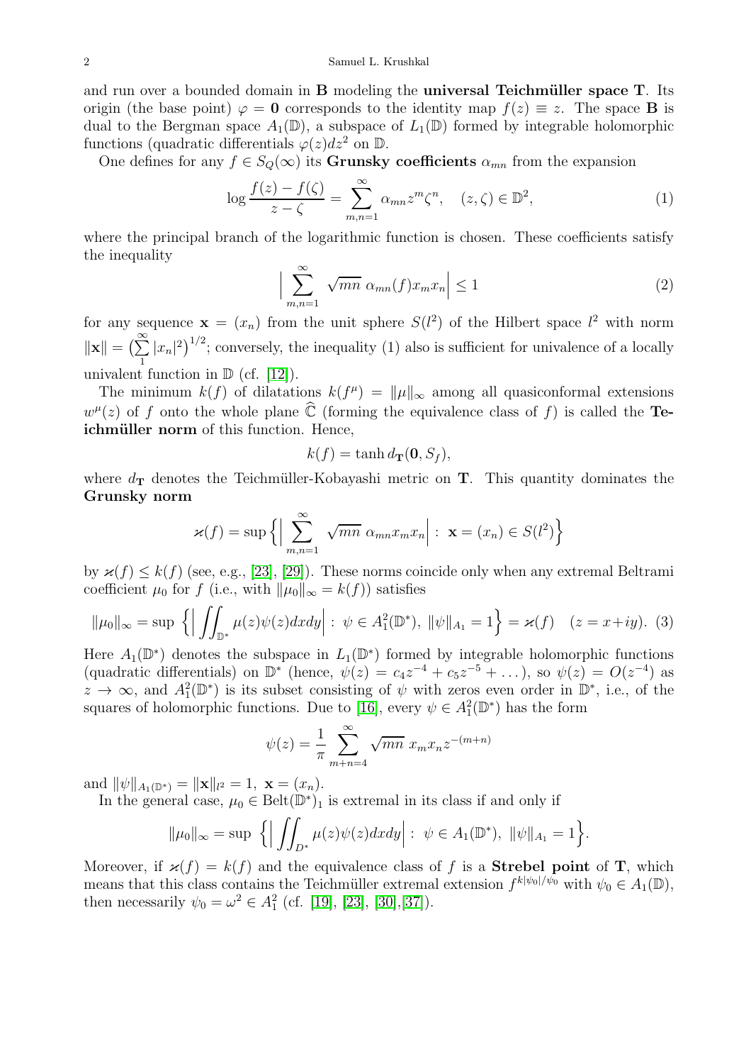and run over a bounded domain in $\mathbf{B}$ modeling the **universal Teichmüller space T**. Its origin (the base point) $\varphi = \mathbf{0}$ corresponds to the identity map $f(z) \equiv z$. The space $\mathbf{B}$ is dual to the Bergman space $A_1(\mathbb{D})$, a subspace of $L_1(\mathbb{D})$ formed by integrable holomorphic functions (quadratic differentials $\varphi(z)dz^2$ on $\mathbb{D}$.

One defines for any $f \in S_Q(\infty)$ its **Grunsky coefficients** $\alpha_{mn}$ from the expansion

$$\log \frac{f(z) - f(\zeta)}{z - \zeta} = \sum_{m,n=1}^{\infty} \alpha_{mn} z^m \zeta^n, \quad (z, \zeta) \in \mathbb{D}^2, \tag{1}$$

where the principal branch of the logarithmic function is chosen. These coefficients satisfy the inequality

$$\Big| \sum_{m,n=1}^{\infty} \sqrt{mn}\ \alpha_{mn}(f) x_m x_n \Big| \le 1 \tag{2}$$

for any sequence $\mathbf{x} = (x_n)$ from the unit sphere $S(l^2)$ of the Hilbert space $l^2$ with norm $\|\mathbf{x}\| = \big(\sum\limits_1^\infty |x_n|^2\big)^{1/2}$; conversely, the inequality (1) also is sufficient for univalence of a locally univalent function in $\mathbb{D}$ (cf. [12]).

The minimum $k(f)$ of dilatations $k(f^\mu) = \|\mu\|_\infty$ among all quasiconformal extensions $w^\mu(z)$ of $f$ onto the whole plane $\widehat{\mathbb{C}}$ (forming the equivalence class of $f$) is called the **Teichmüller norm** of this function. Hence,

$$k(f) = \tanh d_{\mathbf{T}}(\mathbf{0}, S_f),$$

where $d_{\mathbf{T}}$ denotes the Teichmüller-Kobayashi metric on $\mathbf{T}$. This quantity dominates the **Grunsky norm**

$$\varkappa(f) = \sup \Big\{ \Big| \sum_{m,n=1}^{\infty} \sqrt{mn}\ \alpha_{mn} x_m x_n \Big| : \ \mathbf{x} = (x_n) \in S(l^2) \Big\}$$

by $\varkappa(f) \le k(f)$ (see, e.g., [23], [29]). These norms coincide only when any extremal Beltrami coefficient $\mu_0$ for $f$ (i.e., with $\|\mu_0\|_\infty = k(f)$) satisfies

$$\|\mu_0\|_\infty = \sup\ \Big\{ \Big| \iint_{\mathbb{D}^*} \mu(z)\psi(z)dxdy \Big| : \ \psi \in A_1^2(\mathbb{D}^*),\ \|\psi\|_{A_1} = 1 \Big\} = \varkappa(f) \quad (z = x+iy). \tag{3}$$

Here $A_1(\mathbb{D}^*)$ denotes the subspace in $L_1(\mathbb{D}^*)$ formed by integrable holomorphic functions (quadratic differentials) on $\mathbb{D}^*$ (hence, $\psi(z) = c_4 z^{-4} + c_5 z^{-5} + \dots$), so $\psi(z) = O(z^{-4})$ as $z \to \infty$, and $A_1^2(\mathbb{D}^*)$ is its subset consisting of $\psi$ with zeros even order in $\mathbb{D}^*$, i.e., of the squares of holomorphic functions. Due to [16], every $\psi \in A_1^2(\mathbb{D}^*)$ has the form

$$\psi(z) = \frac{1}{\pi} \sum_{m+n=4}^{\infty} \sqrt{mn}\ x_m x_n z^{-(m+n)}$$

and $\|\psi\|_{A_1(\mathbb{D}^*)} = \|\mathbf{x}\|_{l^2} = 1,\ \mathbf{x} = (x_n)$.

In the general case, $\mu_0 \in \mathrm{Belt}(\mathbb{D}^*)_1$ is extremal in its class if and only if

$$\|\mu_0\|_\infty = \sup\ \Big\{ \Big| \iint_{D^*} \mu(z)\psi(z)dxdy \Big| : \ \psi \in A_1(\mathbb{D}^*),\ \|\psi\|_{A_1} = 1 \Big\}.$$

Moreover, if $\varkappa(f) = k(f)$ and the equivalence class of $f$ is a **Strebel point** of $\mathbf{T}$, which means that this class contains the Teichmüller extremal extension $f^{k|\psi_0|/\psi_0}$ with $\psi_0 \in A_1(\mathbb{D})$, then necessarily $\psi_0 = \omega^2 \in A_1^2$ (cf. [19], [23], [30],[37]).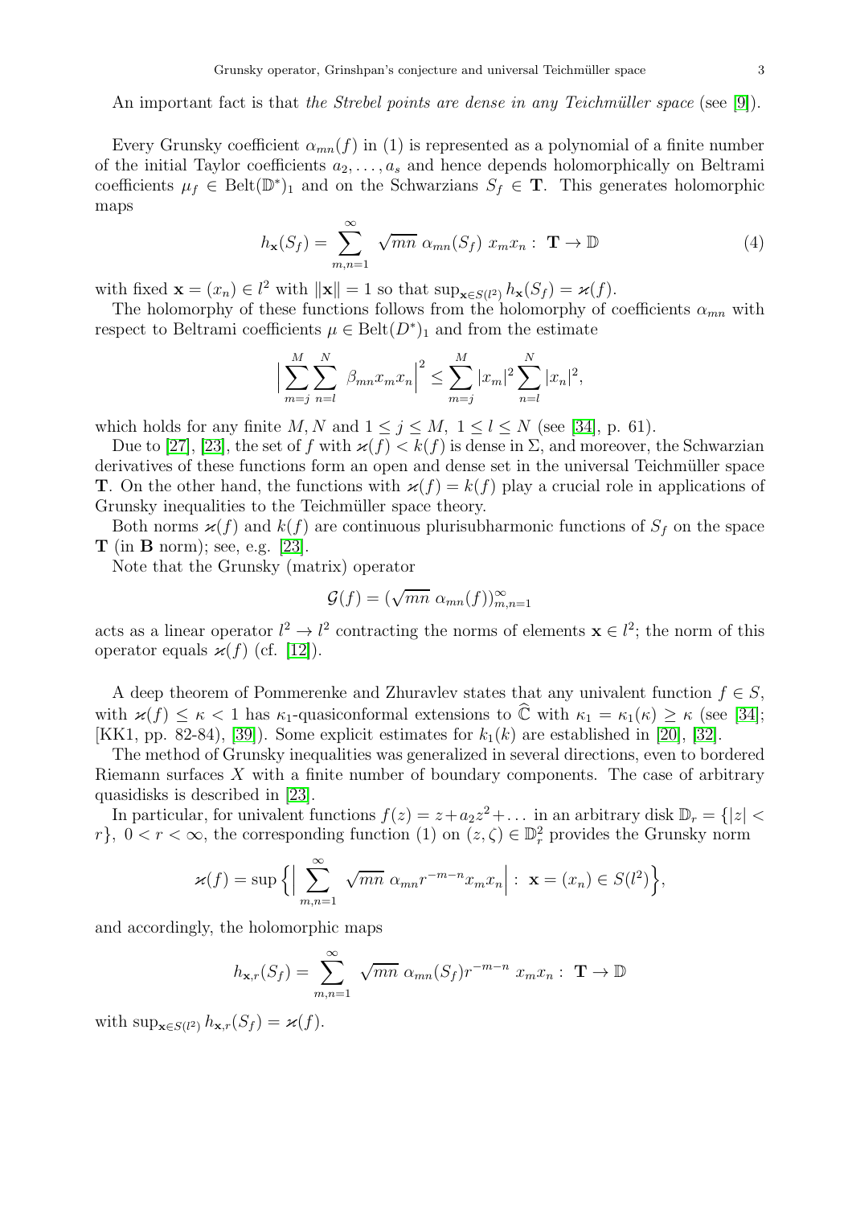An important fact is that *the Strebel points are dense in any Teichmüller space* (see [9]).

Every Grunsky coefficient $\alpha_{mn}(f)$ in (1) is represented as a polynomial of a finite number of the initial Taylor coefficients $a_2, \dots, a_s$ and hence depends holomorphically on Beltrami coefficients $\mu_f \in \mathrm{Belt}(\mathbb{D}^*)_1$ and on the Schwarzians $S_f \in \mathbf{T}$. This generates holomorphic maps

$$h_{\mathbf{x}}(S_f) = \sum_{m,n=1}^{\infty} \sqrt{mn}\ \alpha_{mn}(S_f)\ x_m x_n : \ \mathbf{T} \to \mathbb{D} \tag{4}$$

with fixed $\mathbf{x} = (x_n) \in l^2$ with $\|\mathbf{x}\| = 1$ so that $\sup_{\mathbf{x} \in S(l^2)} h_{\mathbf{x}}(S_f) = \varkappa(f)$.

The holomorphy of these functions follows from the holomorphy of coefficients $\alpha_{mn}$ with respect to Beltrami coefficients $\mu \in \mathrm{Belt}(D^*)_1$ and from the estimate

$$\Big| \sum_{m=j}^{M} \sum_{n=l}^{N} \ \beta_{mn} x_m x_n \Big|^2 \leq \sum_{m=j}^{M} |x_m|^2 \sum_{n=l}^{N} |x_n|^2,$$

which holds for any finite $M, N$ and $1 \leq j \leq M, \ 1 \leq l \leq N$ (see [34], p. 61).

Due to [27], [23], the set of $f$ with $\varkappa(f) < k(f)$ is dense in $\Sigma$, and moreover, the Schwarzian derivatives of these functions form an open and dense set in the universal Teichmüller space $\mathbf{T}$. On the other hand, the functions with $\varkappa(f) = k(f)$ play a crucial role in applications of Grunsky inequalities to the Teichmüller space theory.

Both norms $\varkappa(f)$ and $k(f)$ are continuous plurisubharmonic functions of $S_f$ on the space $\mathbf{T}$ (in $\mathbf{B}$ norm); see, e.g. [23].

Note that the Grunsky (matrix) operator

$$\mathcal{G}(f) = (\sqrt{mn}\ \alpha_{mn}(f))_{m,n=1}^{\infty}$$

acts as a linear operator $l^2 \to l^2$ contracting the norms of elements $\mathbf{x} \in l^2$; the norm of this operator equals $\varkappa(f)$ (cf. [12]).

A deep theorem of Pommerenke and Zhuravlev states that any univalent function $f \in S$, with $\varkappa(f) \leq \kappa < 1$ has $\kappa_1$-quasiconformal extensions to $\widehat{\mathbb{C}}$ with $\kappa_1 = \kappa_1(\kappa) \geq \kappa$ (see [34]; [KK1, pp. 82-84), [39]). Some explicit estimates for $k_1(k)$ are established in [20], [32].

The method of Grunsky inequalities was generalized in several directions, even to bordered Riemann surfaces $X$ with a finite number of boundary components. The case of arbitrary quasidisks is described in [23].

In particular, for univalent functions $f(z) = z + a_2 z^2 + \dots$ in an arbitrary disk $\mathbb{D}_r = \{|z| < r\}, \ 0 < r < \infty$, the corresponding function (1) on $(z, \zeta) \in \mathbb{D}_r^2$ provides the Grunsky norm

$$\varkappa(f) = \sup \Big\{ \Big| \sum_{m,n=1}^{\infty} \ \sqrt{mn}\ \alpha_{mn} r^{-m-n} x_m x_n \Big| : \ \mathbf{x} = (x_n) \in S(l^2) \Big\},$$

and accordingly, the holomorphic maps

$$h_{\mathbf{x},r}(S_f) = \sum_{m,n=1}^{\infty} \ \sqrt{mn}\ \alpha_{mn}(S_f) r^{-m-n}\ x_m x_n : \ \mathbf{T} \to \mathbb{D}$$

with $\sup_{\mathbf{x} \in S(l^2)} h_{\mathbf{x},r}(S_f) = \varkappa(f)$.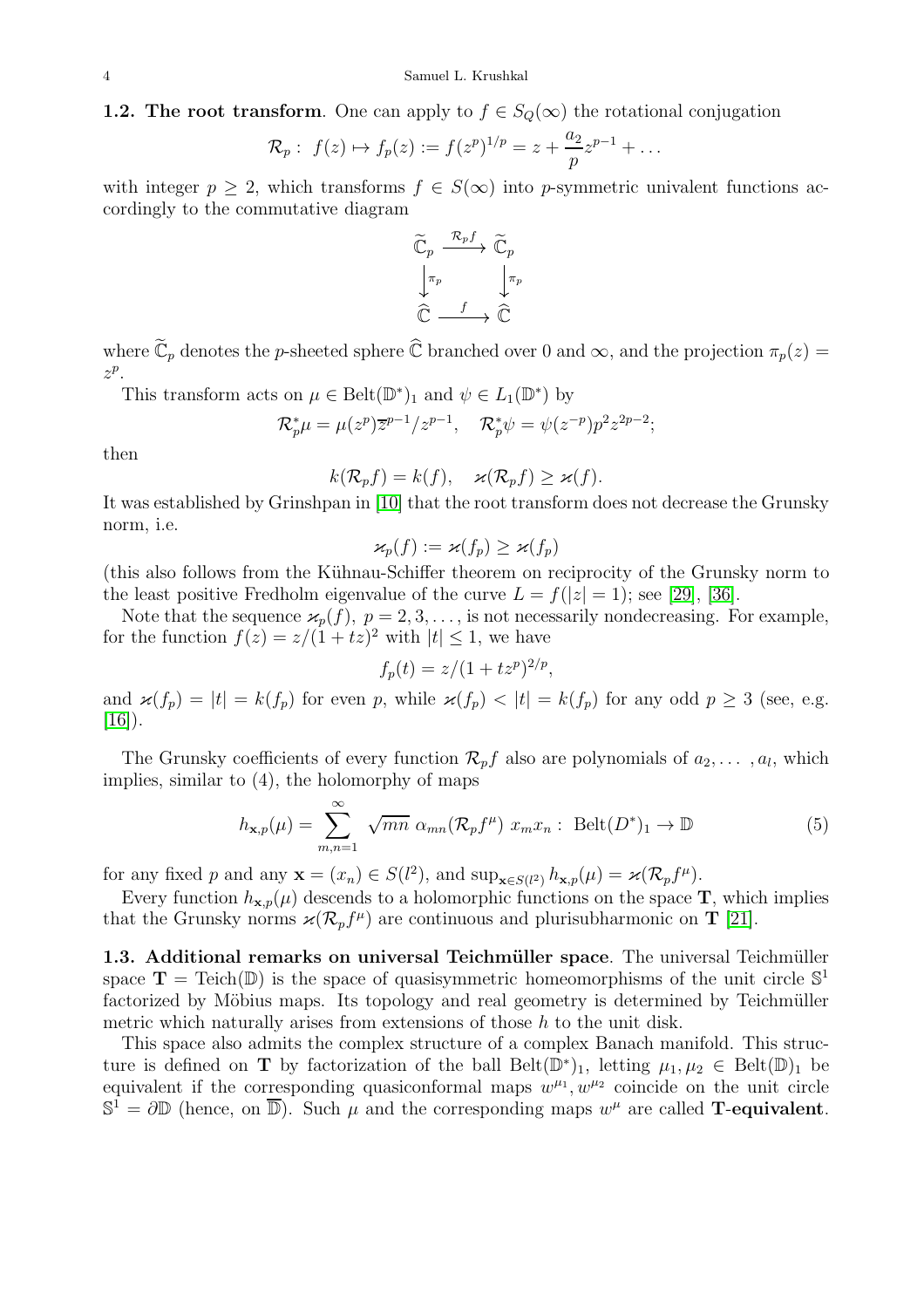**1.2. The root transform**. One can apply to $f \in S_Q(\infty)$ the rotational conjugation

$$\mathcal{R}_p : \ f(z) \mapsto f_p(z) := f(z^p)^{1/p} = z + \frac{a_2}{p} z^{p-1} + \dots$$

with integer $p \geq 2$, which transforms $f \in S(\infty)$ into $p$-symmetric univalent functions accordingly to the commutative diagram

$$\begin{array}{ccc} \widetilde{\mathbb{C}}_p & \xrightarrow{\mathcal{R}_p f} & \widetilde{\mathbb{C}}_p \\ \downarrow{\pi_p} & & \downarrow{\pi_p} \\ \widehat{\mathbb{C}} & \xrightarrow{f} & \widehat{\mathbb{C}} \end{array}$$

where $\widetilde{\mathbb{C}}_p$ denotes the $p$-sheeted sphere $\widehat{\mathbb{C}}$ branched over 0 and $\infty$, and the projection $\pi_p(z) = z^p$.

This transform acts on $\mu \in \mathrm{Belt}(\mathbb{D}^*)_1$ and $\psi \in L_1(\mathbb{D}^*)$ by

$$\mathcal{R}_p^* \mu = \mu(z^p) \overline{z}^{p-1}/z^{p-1}, \quad \mathcal{R}_p^* \psi = \psi(z^{-p}) p^2 z^{2p-2};$$

then

$$k(\mathcal{R}_p f) = k(f), \quad \varkappa(\mathcal{R}_p f) \geq \varkappa(f).$$

It was established by Grinshpan in [10] that the root transform does not decrease the Grunsky norm, i.e.

$$\varkappa_p(f) := \varkappa(f_p) \geq \varkappa(f_p)$$

(this also follows from the Kühnau-Schiffer theorem on reciprocity of the Grunsky norm to the least positive Fredholm eigenvalue of the curve $L = f(|z| = 1)$; see [29], [36].

Note that the sequence $\varkappa_p(f), \ p = 2, 3, \dots$, is not necessarily nondecreasing. For example, for the function $f(z) = z/(1 + tz)^2$ with $|t| \leq 1$, we have

$$f_p(t) = z/(1 + tz^p)^{2/p},$$

and $\varkappa(f_p) = |t| = k(f_p)$ for even $p$, while $\varkappa(f_p) < |t| = k(f_p)$ for any odd $p \geq 3$ (see, e.g. [16]).

The Grunsky coefficients of every function $\mathcal{R}_p f$ also are polynomials of $a_2, \dots, a_l$, which implies, similar to (4), the holomorphy of maps

$$h_{\mathbf{x},p}(\mu) = \sum_{m,n=1}^{\infty} \sqrt{mn} \ \alpha_{mn}(\mathcal{R}_p f^\mu) \ x_m x_n : \ \mathrm{Belt}(D^*)_1 \to \mathbb{D} \tag{5}$$

for any fixed $p$ and any $\mathbf{x} = (x_n) \in S(l^2)$, and $\sup_{\mathbf{x} \in S(l^2)} h_{\mathbf{x},p}(\mu) = \varkappa(\mathcal{R}_p f^\mu)$.

Every function $h_{\mathbf{x},p}(\mu)$ descends to a holomorphic functions on the space $\mathbf{T}$, which implies that the Grunsky norms $\varkappa(\mathcal{R}_p f^\mu)$ are continuous and plurisubharmonic on $\mathbf{T}$ [21].

**1.3. Additional remarks on universal Teichmüller space**. The universal Teichmüller space $\mathbf{T} = \mathrm{Teich}(\mathbb{D})$ is the space of quasisymmetric homeomorphisms of the unit circle $\mathbb{S}^1$ factorized by Möbius maps. Its topology and real geometry is determined by Teichmüller metric which naturally arises from extensions of those $h$ to the unit disk.

This space also admits the complex structure of a complex Banach manifold. This structure is defined on $\mathbf{T}$ by factorization of the ball $\mathrm{Belt}(\mathbb{D}^*)_1$, letting $\mu_1, \mu_2 \in \mathrm{Belt}(\mathbb{D})_1$ be equivalent if the corresponding quasiconformal maps $w^{\mu_1}, w^{\mu_2}$ coincide on the unit circle $\mathbb{S}^1 = \partial \mathbb{D}$ (hence, on $\overline{\mathbb{D}}$). Such $\mu$ and the corresponding maps $w^\mu$ are called **T-equivalent**.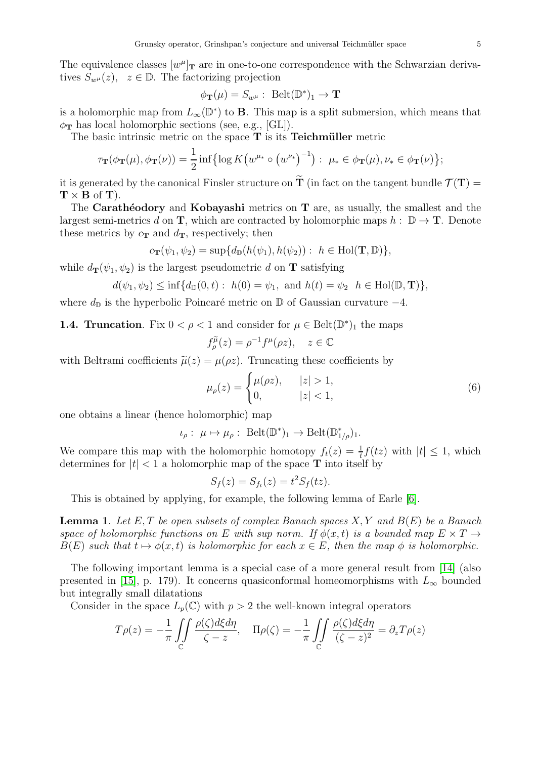The equivalence classes $[w^\mu]_{\mathbf{T}}$ are in one-to-one correspondence with the Schwarzian derivatives $S_{w^\mu}(z)$, $z \in \mathbb{D}$. The factorizing projection

$$\phi_{\mathbf{T}}(\mu) = S_{w^\mu} : \ \mathrm{Belt}(\mathbb{D}^*)_1 \to \mathbf{T}$$

is a holomorphic map from $L_\infty(\mathbb{D}^*)$ to $\mathbf{B}$. This map is a split submersion, which means that $\phi_{\mathbf{T}}$ has local holomorphic sections (see, e.g., [GL]).

The basic intrinsic metric on the space $\mathbf{T}$ is its **Teichmüller** metric

$$\tau_{\mathbf{T}}(\phi_{\mathbf{T}}(\mu), \phi_{\mathbf{T}}(\nu)) = \frac{1}{2} \inf\left\{\log K\left(w^{\mu_*} \circ \left(w^{\nu_*}\right)^{-1}\right) : \ \mu_* \in \phi_{\mathbf{T}}(\mu), \nu_* \in \phi_{\mathbf{T}}(\nu)\right\};$$

it is generated by the canonical Finsler structure on $\widetilde{\mathbf{T}}$ (in fact on the tangent bundle $\mathcal{T}(\mathbf{T}) = \mathbf{T} \times \mathbf{B}$ of $\mathbf{T}$).

The **Carathéodory** and **Kobayashi** metrics on $\mathbf{T}$ are, as usually, the smallest and the largest semi-metrics $d$ on $\mathbf{T}$, which are contracted by holomorphic maps $h : \ \mathbb{D} \to \mathbf{T}$. Denote these metrics by $c_{\mathbf{T}}$ and $d_{\mathbf{T}}$, respectively; then

$$c_{\mathbf{T}}(\psi_1, \psi_2) = \sup\{d_{\mathbb{D}}(h(\psi_1), h(\psi_2)) : \ h \in \mathrm{Hol}(\mathbf{T}, \mathbb{D})\},$$

while $d_{\mathbf{T}}(\psi_1, \psi_2)$ is the largest pseudometric $d$ on $\mathbf{T}$ satisfying

$$d(\psi_1, \psi_2) \le \inf\{d_{\mathbb{D}}(0, t) : \ h(0) = \psi_1, \ \text{and } h(t) = \psi_2 \ \ h \in \mathrm{Hol}(\mathbb{D}, \mathbf{T})\},$$

where $d_{\mathbb{D}}$ is the hyperbolic Poincaré metric on $\mathbb{D}$ of Gaussian curvature $-4$.

**1.4. Truncation**. Fix $0 < \rho < 1$ and consider for $\mu \in \mathrm{Belt}(\mathbb{D}^*)_1$ the maps

$$f_\rho^{\widetilde{\mu}}(z) = \rho^{-1} f^\mu(\rho z), \quad z \in \mathbb{C}$$

with Beltrami coefficients $\widetilde{\mu}(z) = \mu(\rho z)$. Truncating these coefficients by

$$\mu_\rho(z) = \begin{cases} \mu(\rho z), & |z| > 1, \\ 0, & |z| < 1, \end{cases} \tag{6}$$

one obtains a linear (hence holomorphic) map

$$\iota_\rho : \ \mu \mapsto \mu_\rho : \ \mathrm{Belt}(\mathbb{D}^*)_1 \to \mathrm{Belt}(\mathbb{D}^*_{1/\rho})_1.$$

We compare this map with the holomorphic homotopy $f_t(z) = \frac{1}{t} f(tz)$ with $|t| \le 1$, which determines for $|t| < 1$ a holomorphic map of the space $\mathbf{T}$ into itself by

$$S_f(z) = S_{f_t}(z) = t^2 S_f(tz).$$

This is obtained by applying, for example, the following lemma of Earle [6].

**Lemma 1**. *Let $E, T$ be open subsets of complex Banach spaces $X, Y$ and $B(E)$ be a Banach space of holomorphic functions on $E$ with sup norm. If $\phi(x, t)$ is a bounded map $E \times T \to B(E)$ such that $t \mapsto \phi(x, t)$ is holomorphic for each $x \in E$, then the map $\phi$ is holomorphic.*

The following important lemma is a special case of a more general result from [14] (also presented in [15], p. 179). It concerns quasiconformal homeomorphisms with $L_\infty$ bounded but integrally small dilatations

Consider in the space $L_p(\mathbb{C})$ with $p > 2$ the well-known integral operators

$$T\rho(z) = -\frac{1}{\pi} \iint\limits_{\mathbb{C}} \frac{\rho(\zeta) d\xi d\eta}{\zeta - z}, \quad \Pi\rho(\zeta) = -\frac{1}{\pi} \iint\limits_{\mathbb{C}} \frac{\rho(\zeta) d\xi d\eta}{(\zeta - z)^2} = \partial_z T\rho(z)$$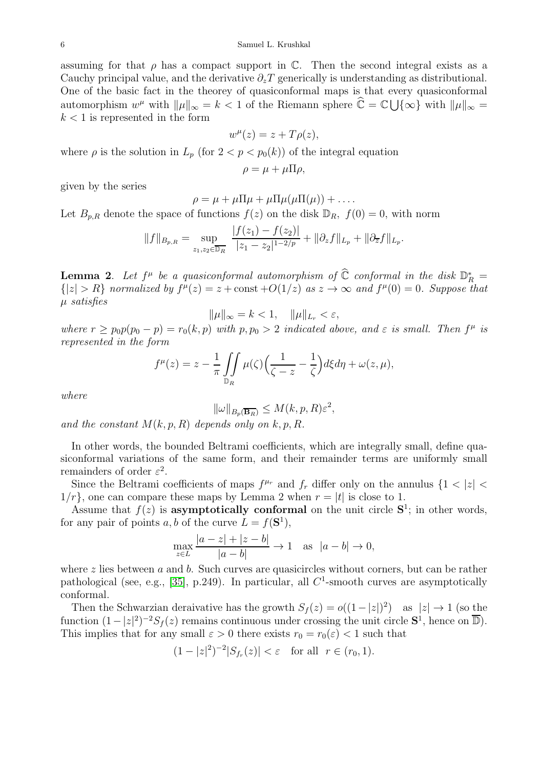assuming for that $\rho$ has a compact support in $\mathbb{C}$. Then the second integral exists as a Cauchy principal value, and the derivative $\partial_z T$ generically is understanding as distributional. One of the basic fact in the theory of quasiconformal maps is that every quasiconformal automorphism $w^\mu$ with $\|\mu\|_\infty = k < 1$ of the Riemann sphere $\widehat{\mathbb{C}} = \mathbb{C} \bigcup \{\infty\}$ with $\|\mu\|_\infty = k < 1$ is represented in the form

$$w^\mu(z) = z + T\rho(z),$$

where $\rho$ is the solution in $L_p$ (for $2 < p < p_0(k)$) of the integral equation

$$\rho = \mu + \mu \Pi \rho,$$

given by the series

$$\rho = \mu + \mu \Pi \mu + \mu \Pi \mu (\mu \Pi(\mu)) + \dots .$$

Let $B_{p,R}$ denote the space of functions $f(z)$ on the disk $\mathbb{D}_R$, $f(0) = 0$, with norm

$$\|f\|_{B_{p,R}} = \sup_{z_1, z_2 \in \mathbb{D}_R} \frac{|f(z_1) - f(z_2)|}{|z_1 - z_2|^{1-2/p}} + \|\partial_z f\|_{L_p} + \|\partial_{\overline{z}} f\|_{L_p}.$$

**Lemma 2**. *Let $f^\mu$ be a quasiconformal automorphism of $\widehat{\mathbb{C}}$ conformal in the disk $\mathbb{D}_R^* = \{|z| > R\}$ normalized by $f^\mu(z) = z + \text{const} + O(1/z)$ as $z \to \infty$ and $f^\mu(0) = 0$. Suppose that $\mu$ satisfies*

$$\|\mu\|_\infty = k < 1, \quad \|\mu\|_{L_r} < \varepsilon,$$

*where $r \ge p_0 p(p_0 - p) = r_0(k, p)$ with $p, p_0 > 2$ indicated above, and $\varepsilon$ is small. Then $f^\mu$ is represented in the form*

$$f^\mu(z) = z - \frac{1}{\pi} \iint\limits_{\mathbb{D}_R} \mu(\zeta) \Big( \frac{1}{\zeta - z} - \frac{1}{\zeta} \Big) d\xi d\eta + \omega(z, \mu),$$

*where*

$$\|\omega\|_{B_p(\overline{\mathbf{B}_R})} \le M(k, p, R) \varepsilon^2,$$

*and the constant $M(k, p, R)$ depends only on $k, p, R$.*

In other words, the bounded Beltrami coefficients, which are integrally small, define quasiconformal variations of the same form, and their remainder terms are uniformly small remainders of order $\varepsilon^2$.

Since the Beltrami coefficients of maps $f^{\mu_r}$ and $f_r$ differ only on the annulus $\{1 < |z| < 1/r\}$, one can compare these maps by Lemma 2 when $r = |t|$ is close to 1.

Assume that $f(z)$ is **asymptotically conformal** on the unit circle $\mathbf{S}^1$; in other words, for any pair of points $a, b$ of the curve $L = f(\mathbf{S}^1)$,

$$\max_{z \in L} \frac{|a - z| + |z - b|}{|a - b|} \to 1 \quad \text{as} \quad |a - b| \to 0,$$

where $z$ lies between $a$ and $b$. Such curves are quasicircles without corners, but can be rather pathological (see, e.g., [35], p.249). In particular, all $C^1$-smooth curves are asymptotically conformal.

Then the Schwarzian deraivative has the growth $S_f(z) = o((1-|z|)^2)$ as $|z| \to 1$ (so the function $(1 - |z|^2)^{-2} S_f(z)$ remains continuous under crossing the unit circle $\mathbf{S}^1$, hence on $\overline{\mathbb{D}}$). This implies that for any small $\varepsilon > 0$ there exists $r_0 = r_0(\varepsilon) < 1$ such that

$$(1 - |z|^2)^{-2} |S_{f_r}(z)| < \varepsilon \quad \text{for all} \quad r \in (r_0, 1).$$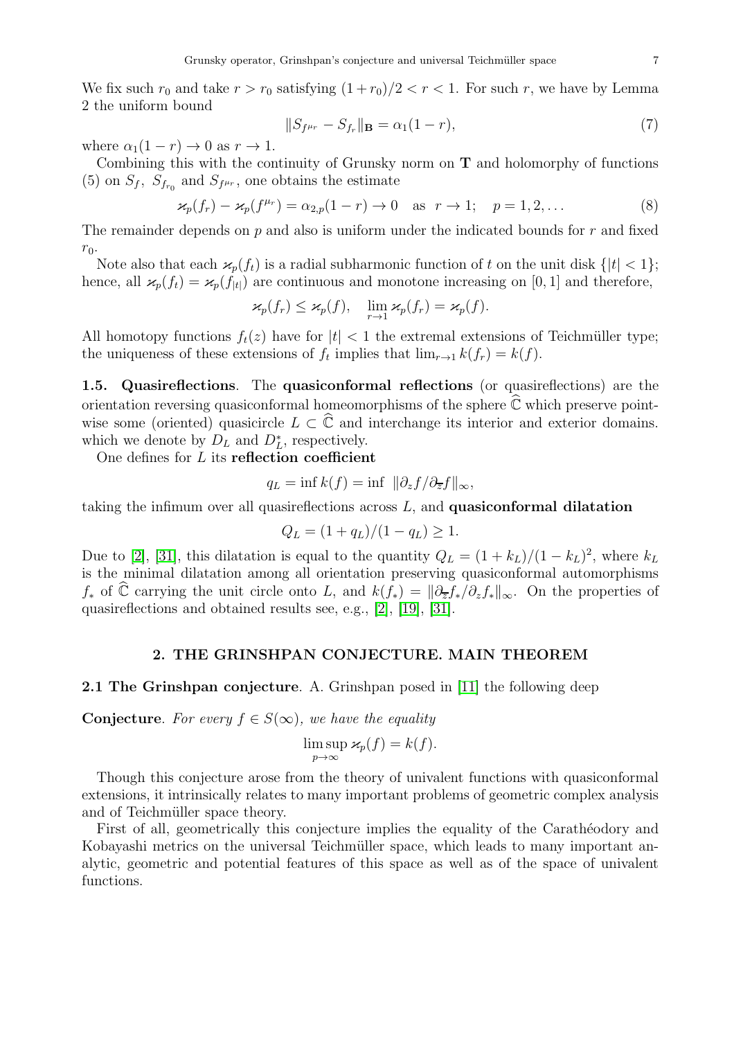We fix such $r_0$ and take $r > r_0$ satisfying $(1 + r_0)/2 < r < 1$. For such $r$, we have by Lemma 2 the uniform bound

$$\|S_{f^{\mu_r}} - S_{f_r}\|_{\mathbf{B}} = \alpha_1(1 - r), \tag{7}$$

where $\alpha_1(1 - r) \to 0$ as $r \to 1$.

Combining this with the continuity of Grunsky norm on $\mathbf{T}$ and holomorphy of functions (5) on $S_f$, $S_{f_{r_0}}$ and $S_{f^{\mu_r}}$, one obtains the estimate

$$\varkappa_p(f_r) - \varkappa_p(f^{\mu_r}) = \alpha_{2,p}(1 - r) \to 0 \quad \text{as} \quad r \to 1; \quad p = 1, 2, \dots \tag{8}$$

The remainder depends on $p$ and also is uniform under the indicated bounds for $r$ and fixed $r_0$.

Note also that each $\varkappa_p(f_t)$ is a radial subharmonic function of $t$ on the unit disk $\{|t| < 1\}$; hence, all $\varkappa_p(f_t) = \varkappa_p(f_{|t|})$ are continuous and monotone increasing on $[0, 1]$ and therefore,

$$\varkappa_p(f_r) \le \varkappa_p(f), \quad \lim_{r \to 1} \varkappa_p(f_r) = \varkappa_p(f).$$

All homotopy functions $f_t(z)$ have for $|t| < 1$ the extremal extensions of Teichmüller type; the uniqueness of these extensions of $f_t$ implies that $\lim_{r \to 1} k(f_r) = k(f)$.

**1.5. Quasireflections**. The **quasiconformal reflections** (or quasireflections) are the orientation reversing quasiconformal homeomorphisms of the sphere $\widehat{\mathbb{C}}$ which preserve pointwise some (oriented) quasicircle $L \subset \widehat{\mathbb{C}}$ and interchange its interior and exterior domains. which we denote by $D_L$ and $D_L^*$, respectively.

One defines for $L$ its **reflection coefficient**

$$q_L = \inf k(f) = \inf \ \|\partial_z f / \partial_{\overline{z}} f\|_\infty,$$

taking the infimum over all quasireflections across $L$, and **quasiconformal dilatation**

$$Q_L = (1 + q_L)/(1 - q_L) \ge 1.$$

Due to [2], [31], this dilatation is equal to the quantity $Q_L = (1 + k_L)/(1 - k_L)^2$, where $k_L$ is the minimal dilatation among all orientation preserving quasiconformal automorphisms $f_*$ of $\widehat{\mathbb{C}}$ carrying the unit circle onto $L$, and $k(f_*) = \|\partial_{\overline{z}} f_* / \partial_z f_*\|_\infty$. On the properties of quasireflections and obtained results see, e.g., [2], [19], [31].

## 2. THE GRINSHPAN CONJECTURE. MAIN THEOREM

**2.1 The Grinshpan conjecture**. A. Grinshpan posed in [11] the following deep

**Conjecture**. *For every $f \in S(\infty)$, we have the equality*

$$\limsup_{p \to \infty} \varkappa_p(f) = k(f).$$

Though this conjecture arose from the theory of univalent functions with quasiconformal extensions, it intrinsically relates to many important problems of geometric complex analysis and of Teichmüller space theory.

First of all, geometrically this conjecture implies the equality of the Carathéodory and Kobayashi metrics on the universal Teichmüller space, which leads to many important analytic, geometric and potential features of this space as well as of the space of univalent functions.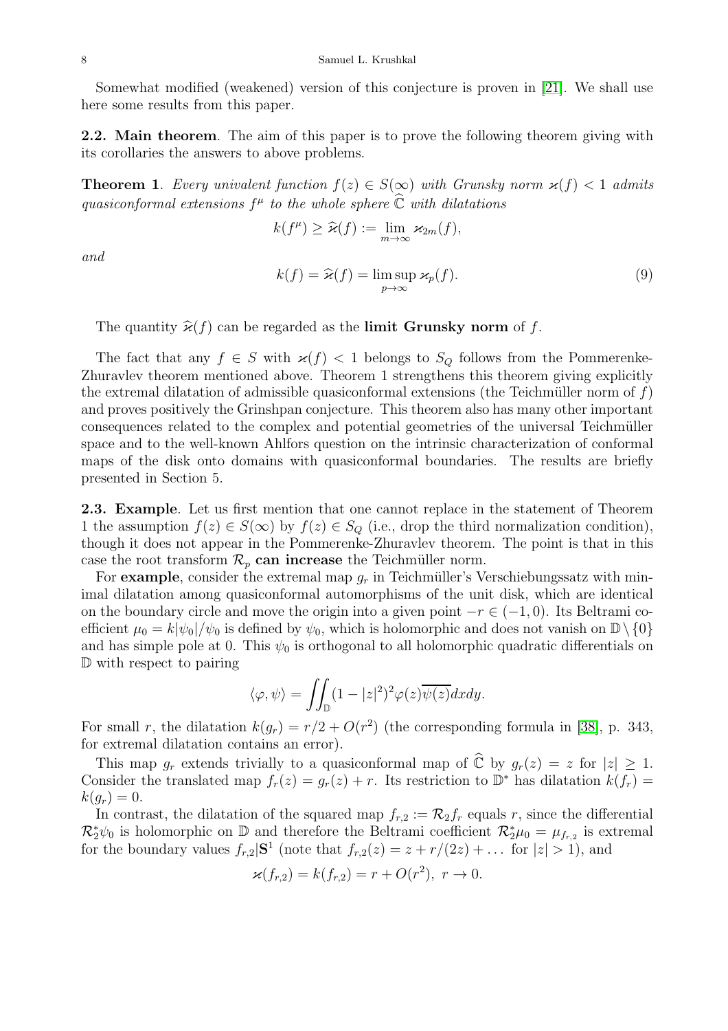Somewhat modified (weakened) version of this conjecture is proven in [21]. We shall use here some results from this paper.

**2.2. Main theorem**. The aim of this paper is to prove the following theorem giving with its corollaries the answers to above problems.

**Theorem 1**. *Every univalent function $f(z) \in S(\infty)$ with Grunsky norm $\varkappa(f) < 1$ admits quasiconformal extensions $f^\mu$ to the whole sphere $\widehat{\mathbb{C}}$ with dilatations*

$$k(f^\mu) \geq \widehat{\varkappa}(f) := \lim_{m\to\infty} \varkappa_{2m}(f),$$

*and*

$$k(f) = \widehat{\varkappa}(f) = \limsup_{p\to\infty} \varkappa_p(f). \tag{9}$$

The quantity $\widehat{\varkappa}(f)$ can be regarded as the **limit Grunsky norm** of $f$.

The fact that any $f \in S$ with $\varkappa(f) < 1$ belongs to $S_Q$ follows from the Pommerenke-Zhuravlev theorem mentioned above. Theorem 1 strengthens this theorem giving explicitly the extremal dilatation of admissible quasiconformal extensions (the Teichmüller norm of $f$) and proves positively the Grinshpan conjecture. This theorem also has many other important consequences related to the complex and potential geometries of the universal Teichmüller space and to the well-known Ahlfors question on the intrinsic characterization of conformal maps of the disk onto domains with quasiconformal boundaries. The results are briefly presented in Section 5.

**2.3. Example**. Let us first mention that one cannot replace in the statement of Theorem 1 the assumption $f(z) \in S(\infty)$ by $f(z) \in S_Q$ (i.e., drop the third normalization condition), though it does not appear in the Pommerenke-Zhuravlev theorem. The point is that in this case the root transform $\mathcal{R}_p$ **can increase** the Teichmüller norm.

For **example**, consider the extremal map $g_r$ in Teichmüller's Verschiebungssatz with minimal dilatation among quasiconformal automorphisms of the unit disk, which are identical on the boundary circle and move the origin into a given point $-r \in (-1, 0)$. Its Beltrami coefficient $\mu_0 = k|\psi_0|/\psi_0$ is defined by $\psi_0$, which is holomorphic and does not vanish on $\mathbb{D} \setminus \{0\}$ and has simple pole at 0. This $\psi_0$ is orthogonal to all holomorphic quadratic differentials on $\mathbb{D}$ with respect to pairing

$$\langle \varphi, \psi \rangle = \iint_{\mathbb{D}} (1 - |z|^2)^2 \varphi(z)\overline{\psi(z)} dxdy.$$

For small $r$, the dilatation $k(g_r) = r/2 + O(r^2)$ (the corresponding formula in [38], p. 343, for extremal dilatation contains an error).

This map $g_r$ extends trivially to a quasiconformal map of $\widehat{\mathbb{C}}$ by $g_r(z) = z$ for $|z| \geq 1$. Consider the translated map $f_r(z) = g_r(z) + r$. Its restriction to $\mathbb{D}^*$ has dilatation $k(f_r) = k(g_r) = 0$.

In contrast, the dilatation of the squared map $f_{r,2} := \mathcal{R}_2 f_r$ equals $r$, since the differential $\mathcal{R}_2^* \psi_0$ is holomorphic on $\mathbb{D}$ and therefore the Beltrami coefficient $\mathcal{R}_2^* \mu_0 = \mu_{f_{r,2}}$ is extremal for the boundary values $f_{r,2}|\mathbf{S}^1$ (note that $f_{r,2}(z) = z + r/(2z) + \dots$ for $|z| > 1$), and

$$\varkappa(f_{r,2}) = k(f_{r,2}) = r + O(r^2), \ r \to 0.$$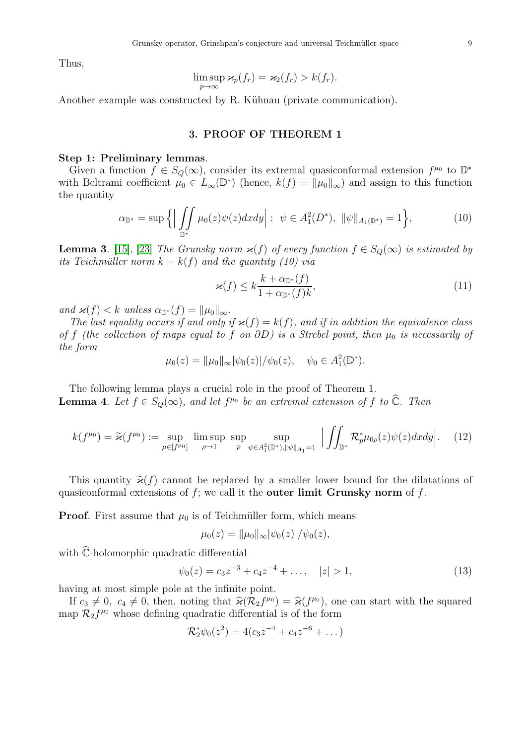Thus,

$$\limsup_{p\to\infty} \varkappa_p(f_r) = \varkappa_2(f_r) > k(f_r).$$

Another example was constructed by R. Kühnau (private communication).

## 3. PROOF OF THEOREM 1

**Step 1: Preliminary lemmas**.

Given a function $f \in S_Q(\infty)$, consider its extremal quasiconformal extension $f^{\mu_0}$ to $\mathbb{D}^*$ with Beltrami coefficient $\mu_0 \in L_\infty(\mathbb{D}^*)$ (hence, $k(f) = \|\mu_0\|_\infty$) and assign to this function the quantity

$$\alpha_{\mathbb{D}^*} = \sup \Big\{ \Big| \iint\limits_{\mathbb{D}^*} \mu_0(z)\psi(z)dxdy \Big| : \ \psi \in A_1^2(D^*), \ \|\psi\|_{A_1(\mathbb{D}^*)} = 1 \Big\}, \tag{10}$$

**Lemma 3**. [15], [23] *The Grunsky norm $\varkappa(f)$ of every function $f \in S_Q(\infty)$ is estimated by its Teichmüller norm $k = k(f)$ and the quantity (10) via*

$$\varkappa(f) \le k\frac{k + \alpha_{\mathbb{D}^*}(f)}{1 + \alpha_{\mathbb{D}^*}(f)k}, \tag{11}$$

*and $\varkappa(f) < k$ unless $\alpha_{\mathbb{D}^*}(f) = \|\mu_0\|_\infty$.*

*The last equality occurs if and only if $\varkappa(f) = k(f)$, and if in addition the equivalence class of $f$ (the collection of maps equal to $f$ on $\partial D$) is a Strebel point, then $\mu_0$ is necessarily of the form*

$$\mu_0(z) = \|\mu_0\|_\infty |\psi_0(z)|/\psi_0(z), \quad \psi_0 \in A_1^2(\mathbb{D}^*).$$

The following lemma plays a crucial role in the proof of Theorem 1.

**Lemma 4**. *Let $f \in S_Q(\infty)$, and let $f^{\mu_0}$ be an extremal extension of $f$ to $\widehat{\mathbb{C}}$. Then*

$$k(f^{\mu_0}) = \widetilde{\varkappa}(f^{\mu_0}) := \sup_{\mu\in[f^{\mu_0}]} \ \limsup_{\rho\to 1} \ \sup_{p} \ \sup_{\psi\in A_1^2(\mathbb{D}^*), \|\psi\|_{A_1}=1} \Big| \iint_{\mathbb{D}^*} \mathcal{R}_p^* \mu_{0\rho}(z)\psi(z)dxdy \Big|. \tag{12}$$

This quantity $\widetilde{\varkappa}(f)$ cannot be replaced by a smaller lower bound for the dilatations of quasiconformal extensions of $f$; we call it the **outer limit Grunsky norm** of $f$.

**Proof**. First assume that $\mu_0$ is of Teichmüller form, which means

$$\mu_0(z) = \|\mu_0\|_\infty |\psi_0(z)|/\psi_0(z),$$

with $\widehat{\mathbb{C}}$-holomorphic quadratic differential

$$\psi_0(z) = c_3 z^{-3} + c_4 z^{-4} + \dots, \quad |z| > 1, \tag{13}$$

having at most simple pole at the infinite point.

If $c_3 \ne 0, \ c_4 \ne 0$, then, noting that $\widehat{\varkappa}(\mathcal{R}_2 f^{\mu_0}) = \widehat{\varkappa}(f^{\mu_0})$, one can start with the squared map $\mathcal{R}_2 f^{\mu_0}$ whose defining quadratic differential is of the form

$$\mathcal{R}_2^* \psi_0(z^2) = 4(c_3 z^{-4} + c_4 z^{-6} + \dots)$$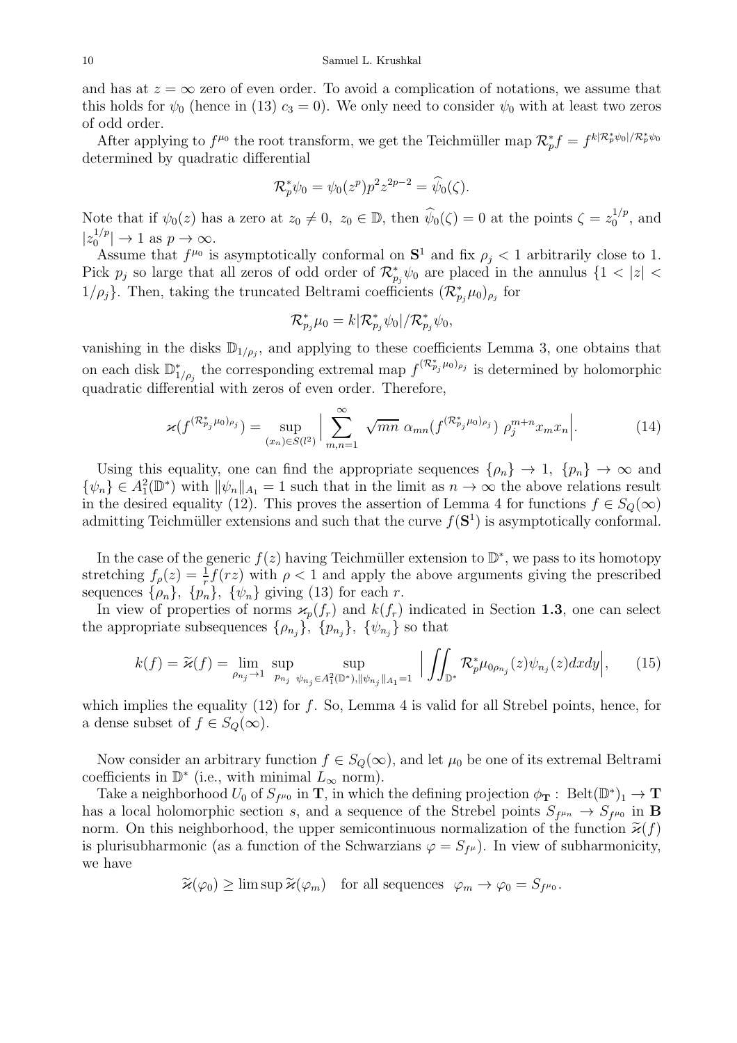and has at $z = \infty$ zero of even order. To avoid a complication of notations, we assume that this holds for $\psi_0$ (hence in (13) $c_3 = 0$). We only need to consider $\psi_0$ with at least two zeros of odd order.

After applying to $f^{\mu_0}$ the root transform, we get the Teichmüller map $\mathcal{R}_p^* f = f^{k|\mathcal{R}_p^*\psi_0|/\mathcal{R}_p^*\psi_0}$ determined by quadratic differential

$$\mathcal{R}_p^*\psi_0 = \psi_0(z^p)p^2 z^{2p-2} = \widehat{\psi}_0(\zeta).$$

Note that if $\psi_0(z)$ has a zero at $z_0 \neq 0, \ z_0 \in \mathbb{D}$, then $\widehat{\psi}_0(\zeta) = 0$ at the points $\zeta = z_0^{1/p}$, and $|z_0^{1/p}| \to 1$ as $p \to \infty$.

Assume that $f^{\mu_0}$ is asymptotically conformal on $\mathbf{S}^1$ and fix $\rho_j < 1$ arbitrarily close to 1. Pick $p_j$ so large that all zeros of odd order of $\mathcal{R}_{p_j}^*\psi_0$ are placed in the annulus $\{1 < |z| < 1/\rho_j\}$. Then, taking the truncated Beltrami coefficients $(\mathcal{R}_{p_j}^*\mu_0)_{\rho_j}$ for

$$\mathcal{R}_{p_j}^*\mu_0 = k|\mathcal{R}_{p_j}^*\psi_0|/\mathcal{R}_{p_j}^*\psi_0,$$

vanishing in the disks $\mathbb{D}_{1/\rho_j}$, and applying to these coefficients Lemma 3, one obtains that on each disk $\mathbb{D}_{1/\rho_j}^*$ the corresponding extremal map $f^{(\mathcal{R}_{p_j}^*\mu_0)_{\rho_j}}$ is determined by holomorphic quadratic differential with zeros of even order. Therefore,

$$\varkappa(f^{(\mathcal{R}_{p_j}^*\mu_0)_{\rho_j}}) = \sup_{(x_n)\in S(l^2)} \Big| \sum_{m,n=1}^{\infty} \sqrt{mn} \ \alpha_{mn}(f^{(\mathcal{R}_{p_j}^*\mu_0)_{\rho_j}}) \ \rho_j^{m+n} x_m x_n \Big|. \tag{14}$$

Using this equality, one can find the appropriate sequences $\{\rho_n\} \to 1, \ \{p_n\} \to \infty$ and $\{\psi_n\} \in A_1^2(\mathbb{D}^*)$ with $\|\psi_n\|_{A_1} = 1$ such that in the limit as $n \to \infty$ the above relations result in the desired equality (12). This proves the assertion of Lemma 4 for functions $f \in S_Q(\infty)$ admitting Teichmüller extensions and such that the curve $f(\mathbf{S}^1)$ is asymptotically conformal.

In the case of the generic $f(z)$ having Teichmüller extension to $\mathbb{D}^*$, we pass to its homotopy stretching $f_\rho(z) = \frac{1}{r} f(rz)$ with $\rho < 1$ and apply the above arguments giving the prescribed sequences $\{\rho_n\}, \ \{p_n\}, \ \{\psi_n\}$ giving (13) for each $r$.

In view of properties of norms $\varkappa_p(f_r)$ and $k(f_r)$ indicated in Section **1.3**, one can select the appropriate subsequences $\{\rho_{n_j}\}, \ \{p_{n_j}\}, \ \{\psi_{n_j}\}$ so that

$$k(f) = \widetilde{\varkappa}(f) = \lim_{\rho_{n_j}\to 1} \sup_{p_{n_j}} \sup_{\psi_{n_j}\in A_1^2(\mathbb{D}^*), \|\psi_{n_j}\|_{A_1}=1} \Big| \iint_{\mathbb{D}^*} \mathcal{R}_p^*\mu_{0\rho_{n_j}}(z)\psi_{n_j}(z)dxdy \Big|, \tag{15}$$

which implies the equality (12) for $f$. So, Lemma 4 is valid for all Strebel points, hence, for a dense subset of $f \in S_Q(\infty)$.

Now consider an arbitrary function $f \in S_Q(\infty)$, and let $\mu_0$ be one of its extremal Beltrami coefficients in $\mathbb{D}^*$ (i.e., with minimal $L_\infty$ norm).

Take a neighborhood $U_0$ of $S_{f^{\mu_0}}$ in $\mathbf{T}$, in which the defining projection $\phi_{\mathbf{T}} : \ \mathrm{Belt}(\mathbb{D}^*)_1 \to \mathbf{T}$ has a local holomorphic section $s$, and a sequence of the Strebel points $S_{f^{\mu_n}} \to S_{f^{\mu_0}}$ in $\mathbf{B}$ norm. On this neighborhood, the upper semicontinuous normalization of the function $\widetilde{\varkappa}(f)$ is plurisubharmonic (as a function of the Schwarzians $\varphi = S_{f^\mu}$). In view of subharmonicity, we have

$$\widetilde{\varkappa}(\varphi_0) \geq \limsup \widetilde{\varkappa}(\varphi_m) \quad \text{for all sequences} \ \ \varphi_m \to \varphi_0 = S_{f^{\mu_0}}.$$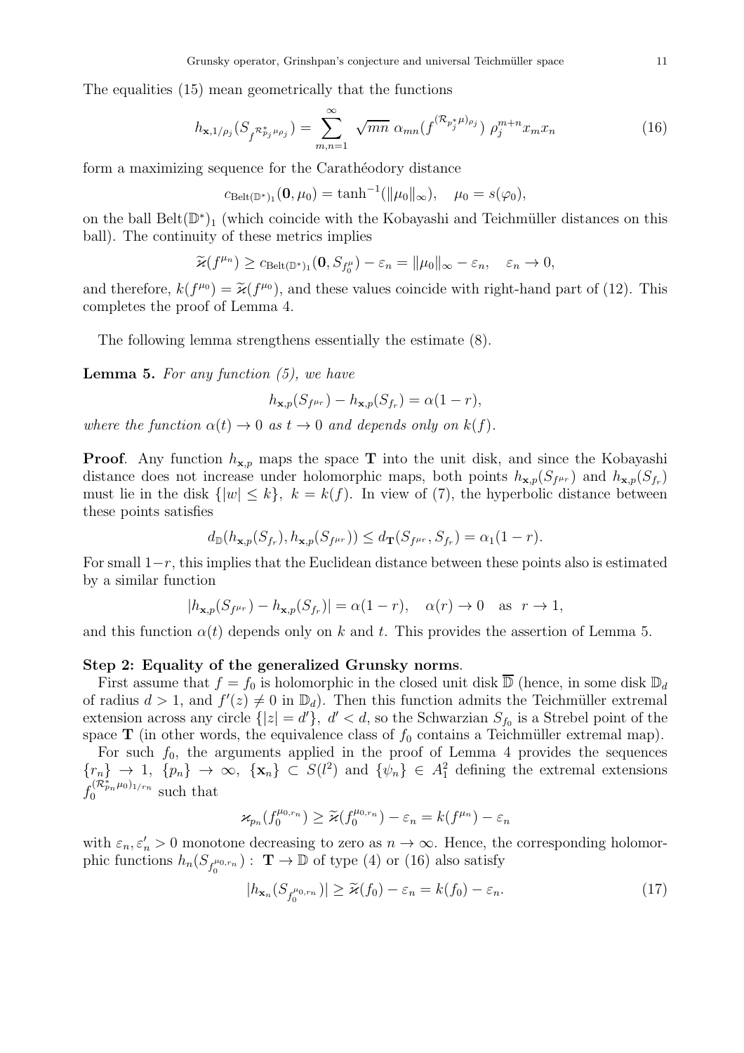The equalities (15) mean geometrically that the functions

$$h_{\mathbf{x},1/\rho_j}(S_{f^{\mathcal{R}^*_{p_j}\mu_{\rho_j}}}) = \sum_{m,n=1}^{\infty} \sqrt{mn}\ \alpha_{mn}(f^{(\mathcal{R}_{p_j^*}\mu)_{\rho_j}})\ \rho_j^{m+n} x_m x_n \tag{16}$$

form a maximizing sequence for the Carathéodory distance

$$c_{\mathrm{Belt}(\mathbb{D}^*)_1}(\mathbf{0}, \mu_0) = \tanh^{-1}(\|\mu_0\|_\infty), \quad \mu_0 = s(\varphi_0),$$

on the ball $\mathrm{Belt}(\mathbb{D}^*)_1$ (which coincide with the Kobayashi and Teichmüller distances on this ball). The continuity of these metrics implies

$$\widetilde{\varkappa}(f^{\mu_n}) \geq c_{\mathrm{Belt}(\mathbb{D}^*)_1}(\mathbf{0}, S_{f_0^\mu}) - \varepsilon_n = \|\mu_0\|_\infty - \varepsilon_n, \quad \varepsilon_n \to 0,$$

and therefore, $k(f^{\mu_0}) = \widetilde{\varkappa}(f^{\mu_0})$, and these values coincide with right-hand part of (12). This completes the proof of Lemma 4.

The following lemma strengthens essentially the estimate (8).

**Lemma 5.** *For any function (5), we have*

$$h_{\mathbf{x},p}(S_{f^{\mu_r}}) - h_{\mathbf{x},p}(S_{f_r}) = \alpha(1 - r),$$

*where the function $\alpha(t) \to 0$ as $t \to 0$ and depends only on $k(f)$.*

**Proof**. Any function $h_{\mathbf{x},p}$ maps the space $\mathbf{T}$ into the unit disk, and since the Kobayashi distance does not increase under holomorphic maps, both points $h_{\mathbf{x},p}(S_{f^{\mu_r}})$ and $h_{\mathbf{x},p}(S_{f_r})$ must lie in the disk $\{|w| \leq k\}$, $k = k(f)$. In view of (7), the hyperbolic distance between these points satisfies

$$d_{\mathbb{D}}(h_{\mathbf{x},p}(S_{f_r}), h_{\mathbf{x},p}(S_{f^{\mu_r}})) \leq d_{\mathbf{T}}(S_{f^{\mu_r}}, S_{f_r}) = \alpha_1(1 - r).$$

For small $1-r$, this implies that the Euclidean distance between these points also is estimated by a similar function

$$|h_{\mathbf{x},p}(S_{f^{\mu_r}}) - h_{\mathbf{x},p}(S_{f_r})| = \alpha(1 - r), \quad \alpha(r) \to 0 \quad \text{as} \ \ r \to 1,$$

and this function $\alpha(t)$ depends only on $k$ and $t$. This provides the assertion of Lemma 5.

**Step 2: Equality of the generalized Grunsky norms**.

First assume that $f = f_0$ is holomorphic in the closed unit disk $\overline{\mathbb{D}}$ (hence, in some disk $\mathbb{D}_d$ of radius $d > 1$, and $f'(z) \neq 0$ in $\mathbb{D}_d$). Then this function admits the Teichmüller extremal extension across any circle $\{|z| = d'\}$, $d' < d$, so the Schwarzian $S_{f_0}$ is a Strebel point of the space $\mathbf{T}$ (in other words, the equivalence class of $f_0$ contains a Teichmüller extremal map).

For such $f_0$, the arguments applied in the proof of Lemma 4 provides the sequences $\{r_n\} \to 1$, $\{p_n\} \to \infty$, $\{\mathbf{x}_n\} \subset S(l^2)$ and $\{\psi_n\} \in A_1^2$ defining the extremal extensions $f_0^{(\mathcal{R}^*_{p_n}\mu_0)_{1/r_n}}$ such that

$$\varkappa_{p_n}(f_0^{\mu_{0,r_n}}) \geq \widetilde{\varkappa}(f_0^{\mu_{0,r_n}}) - \varepsilon_n = k(f^{\mu_n}) - \varepsilon_n$$

with $\varepsilon_n, \varepsilon_n' > 0$ monotone decreasing to zero as $n \to \infty$. Hence, the corresponding holomorphic functions $h_n(S_{f_0^{\mu_{0,r_n}}}) : \ \mathbf{T} \to \mathbb{D}$ of type (4) or (16) also satisfy

$$|h_{\mathbf{x}_n}(S_{f_0^{\mu_{0,r_n}}})| \geq \widetilde{\varkappa}(f_0) - \varepsilon_n = k(f_0) - \varepsilon_n. \tag{17}$$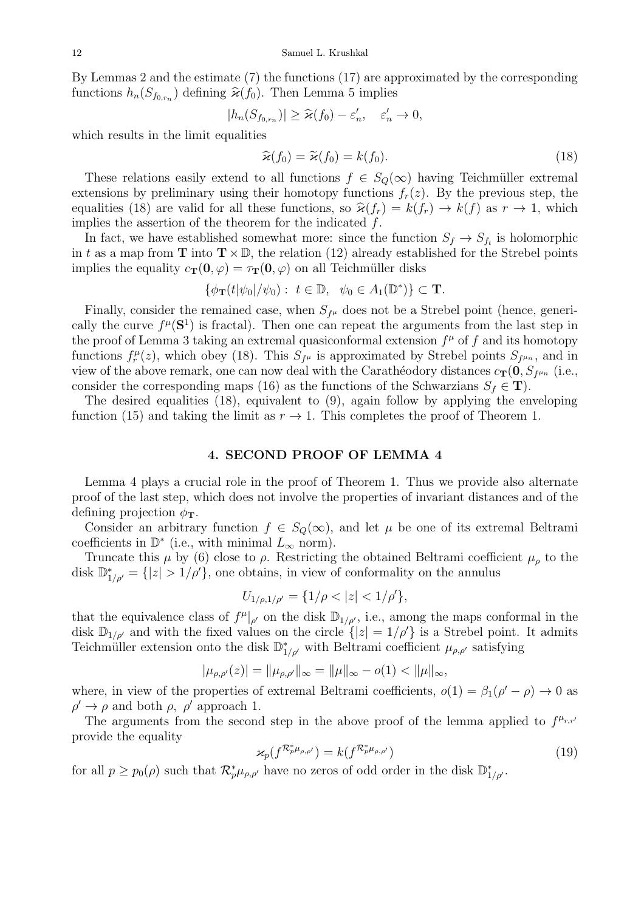By Lemmas 2 and the estimate (7) the functions (17) are approximated by the corresponding functions $h_n(S_{f_{0,r_n}})$ defining $\widehat{\varkappa}(f_0)$. Then Lemma 5 implies

$$|h_n(S_{f_{0,r_n}})| \ge \widehat{\varkappa}(f_0) - \varepsilon_n', \quad \varepsilon_n' \to 0,$$

which results in the limit equalities

$$\widehat{\varkappa}(f_0) = \widetilde{\varkappa}(f_0) = k(f_0). \tag{18}$$

These relations easily extend to all functions $f \in S_Q(\infty)$ having Teichmüller extremal extensions by preliminary using their homotopy functions $f_r(z)$. By the previous step, the equalities (18) are valid for all these functions, so $\widehat{\varkappa}(f_r) = k(f_r) \to k(f)$ as $r \to 1$, which implies the assertion of the theorem for the indicated $f$.

In fact, we have established somewhat more: since the function $S_f \to S_{f_t}$ is holomorphic in $t$ as a map from $\mathbf{T}$ into $\mathbf{T} \times \mathbb{D}$, the relation (12) already established for the Strebel points implies the equality $c_{\mathbf{T}}(\mathbf{0}, \varphi) = \tau_{\mathbf{T}}(\mathbf{0}, \varphi)$ on all Teichmüller disks

$$\{\phi_{\mathbf{T}}(t|\psi_0|/\psi_0): \ t \in \mathbb{D}, \ \ \psi_0 \in A_1(\mathbb{D}^*)\} \subset \mathbf{T}.$$

Finally, consider the remained case, when $S_{f^\mu}$ does not be a Strebel point (hence, generically the curve $f^\mu(\mathbf{S}^1)$ is fractal). Then one can repeat the arguments from the last step in the proof of Lemma 3 taking an extremal quasiconformal extension $f^\mu$ of $f$ and its homotopy functions $f^\mu_r(z)$, which obey (18). This $S_{f^\mu}$ is approximated by Strebel points $S_{f^{\mu_n}}$, and in view of the above remark, one can now deal with the Carathéodory distances $c_{\mathbf{T}}(\mathbf{0}, S_{f^{\mu_n}}$ (i.e., consider the corresponding maps (16) as the functions of the Schwarzians $S_f \in \mathbf{T}$).

The desired equalities (18), equivalent to (9), again follow by applying the enveloping function (15) and taking the limit as $r \to 1$. This completes the proof of Theorem 1.

## 4. SECOND PROOF OF LEMMA 4

Lemma 4 plays a crucial role in the proof of Theorem 1. Thus we provide also alternate proof of the last step, which does not involve the properties of invariant distances and of the defining projection $\phi_{\mathbf{T}}$.

Consider an arbitrary function $f \in S_Q(\infty)$, and let $\mu$ be one of its extremal Beltrami coefficients in $\mathbb{D}^*$ (i.e., with minimal $L_\infty$ norm).

Truncate this $\mu$ by (6) close to $\rho$. Restricting the obtained Beltrami coefficient $\mu_\rho$ to the disk $\mathbb{D}^*_{1/\rho'} = \{|z| > 1/\rho'\}$, one obtains, in view of conformality on the annulus

$$U_{1/\rho, 1/\rho'} = \{1/\rho < |z| < 1/\rho'\},$$

that the equivalence class of $f^\mu|_{\rho'}$ on the disk $\mathbb{D}_{1/\rho'}$, i.e., among the maps conformal in the disk $\mathbb{D}_{1/\rho'}$ and with the fixed values on the circle $\{|z| = 1/\rho'\}$ is a Strebel point. It admits Teichmüller extension onto the disk $\mathbb{D}^*_{1/\rho'}$ with Beltrami coefficient $\mu_{\rho,\rho'}$ satisfying

$$|\mu_{\rho,\rho'}(z)| = \|\mu_{\rho,\rho'}\|_\infty = \|\mu\|_\infty - o(1) < \|\mu\|_\infty,$$

where, in view of the properties of extremal Beltrami coefficients, $o(1) = \beta_1(\rho' - \rho) \to 0$ as $\rho' \to \rho$ and both $\rho, \ \rho'$ approach 1.

The arguments from the second step in the above proof of the lemma applied to $f^{\mu_{r,r'}}$ provide the equality

$$\varkappa_p(f^{\mathcal{R}_p^* \mu_{\rho,\rho'}}) = k(f^{\mathcal{R}_p^* \mu_{\rho,\rho'}}) \tag{19}$$

for all $p \ge p_0(\rho)$ such that $\mathcal{R}_p^* \mu_{\rho,\rho'}$ have no zeros of odd order in the disk $\mathbb{D}^*_{1/\rho'}$.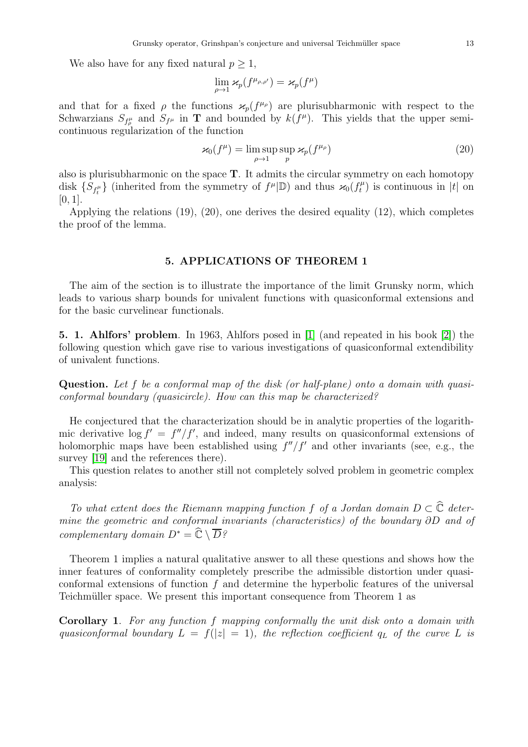We also have for any fixed natural $p \geq 1$,

$$\lim_{\rho \to 1} \varkappa_p(f^{\mu_{\rho,\rho'}}) = \varkappa_p(f^\mu)$$

and that for a fixed $\rho$ the functions $\varkappa_p(f^{\mu_\rho})$ are plurisubharmonic with respect to the Schwarzians $S_{f^\mu_\rho}$ and $S_{f^\mu}$ in $\mathbf{T}$ and bounded by $k(f^\mu)$. This yields that the upper semicontinuous regularization of the function

$$\varkappa_0(f^\mu) = \limsup_{\rho \to 1} \sup_p \varkappa_p(f^{\mu_\rho}) \tag{20}$$

also is plurisubharmonic on the space $\mathbf{T}$. It admits the circular symmetry on each homotopy disk $\{S_{f^\mu_t}\}$ (inherited from the symmetry of $f^\mu|\mathbb{D}$) and thus $\varkappa_0(f^\mu_t)$ is continuous in $|t|$ on $[0, 1]$.

Applying the relations (19), (20), one derives the desired equality (12), which completes the proof of the lemma.

## 5. APPLICATIONS OF THEOREM 1

The aim of the section is to illustrate the importance of the limit Grunsky norm, which leads to various sharp bounds for univalent functions with quasiconformal extensions and for the basic curvelinear functionals.

**5. 1. Ahlfors' problem**. In 1963, Ahlfors posed in [1] (and repeated in his book [2]) the following question which gave rise to various investigations of quasiconformal extendibility of univalent functions.

**Question.** *Let $f$ be a conformal map of the disk (or half-plane) onto a domain with quasiconformal boundary (quasicircle). How can this map be characterized?*

He conjectured that the characterization should be in analytic properties of the logarithmic derivative $\log f' = f''/f'$, and indeed, many results on quasiconformal extensions of holomorphic maps have been established using $f''/f'$ and other invariants (see, e.g., the survey [19] and the references there).

This question relates to another still not completely solved problem in geometric complex analysis:

*To what extent does the Riemann mapping function $f$ of a Jordan domain $D \subset \widehat{\mathbb{C}}$ determine the geometric and conformal invariants (characteristics) of the boundary $\partial D$ and of complementary domain $D^* = \widehat{\mathbb{C}} \setminus \overline{D}$?*

Theorem 1 implies a natural qualitative answer to all these questions and shows how the inner features of conformality completely prescribe the admissible distortion under quasiconformal extensions of function $f$ and determine the hyperbolic features of the universal Teichmüller space. We present this important consequence from Theorem 1 as

**Corollary 1**. *For any function $f$ mapping conformally the unit disk onto a domain with quasiconformal boundary $L = f(|z| = 1)$, the reflection coefficient $q_L$ of the curve $L$ is*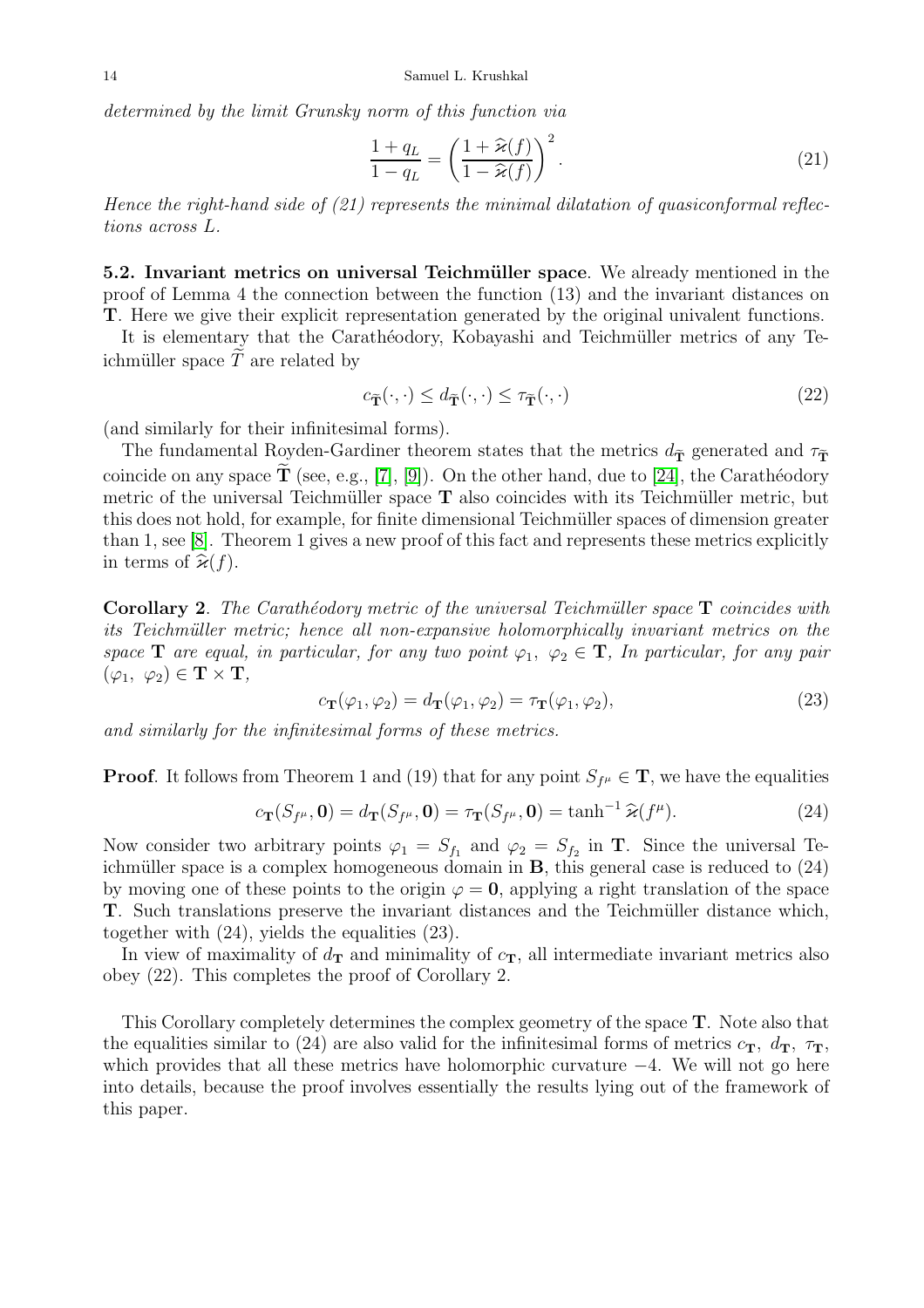*determined by the limit Grunsky norm of this function via*

$$\frac{1+q_L}{1-q_L} = \left(\frac{1+\widehat{\varkappa}(f)}{1-\widehat{\varkappa}(f)}\right)^2. \tag{21}$$

*Hence the right-hand side of (21) represents the minimal dilatation of quasiconformal reflections across $L$.*

**5.2. Invariant metrics on universal Teichmüller space**. We already mentioned in the proof of Lemma 4 the connection between the function (13) and the invariant distances on $\mathbf{T}$. Here we give their explicit representation generated by the original univalent functions.

It is elementary that the Carathéodory, Kobayashi and Teichmüller metrics of any Teichmüller space $\widetilde{T}$ are related by

$$c_{\widetilde{\mathbf{T}}}(\cdot,\cdot) \le d_{\widetilde{\mathbf{T}}}(\cdot,\cdot) \le \tau_{\widetilde{\mathbf{T}}}(\cdot,\cdot) \tag{22}$$

(and similarly for their infinitesimal forms).

The fundamental Royden-Gardiner theorem states that the metrics $d_{\widetilde{\mathbf{T}}}$ generated and $\tau_{\widetilde{\mathbf{T}}}$ coincide on any space $\widetilde{\mathbf{T}}$ (see, e.g., [7], [9]). On the other hand, due to [24], the Carathéodory metric of the universal Teichmüller space $\mathbf{T}$ also coincides with its Teichmüller metric, but this does not hold, for example, for finite dimensional Teichmüller spaces of dimension greater than 1, see [8]. Theorem 1 gives a new proof of this fact and represents these metrics explicitly in terms of $\widehat{\varkappa}(f)$.

**Corollary 2**. *The Carathéodory metric of the universal Teichmüller space $\mathbf{T}$ coincides with its Teichmüller metric; hence all non-expansive holomorphically invariant metrics on the space $\mathbf{T}$ are equal, in particular, for any two point $\varphi_1,\ \varphi_2 \in \mathbf{T}$, In particular, for any pair $(\varphi_1,\ \varphi_2) \in \mathbf{T} \times \mathbf{T}$,*

$$c_{\mathbf{T}}(\varphi_1,\varphi_2) = d_{\mathbf{T}}(\varphi_1,\varphi_2) = \tau_{\mathbf{T}}(\varphi_1,\varphi_2), \tag{23}$$

*and similarly for the infinitesimal forms of these metrics.*

**Proof**. It follows from Theorem 1 and (19) that for any point $S_{f^\mu} \in \mathbf{T}$, we have the equalities

$$c_{\mathbf{T}}(S_{f^\mu},\mathbf{0}) = d_{\mathbf{T}}(S_{f^\mu},\mathbf{0}) = \tau_{\mathbf{T}}(S_{f^\mu},\mathbf{0}) = \tanh^{-1}\widehat{\varkappa}(f^\mu). \tag{24}$$

Now consider two arbitrary points $\varphi_1 = S_{f_1}$ and $\varphi_2 = S_{f_2}$ in $\mathbf{T}$. Since the universal Teichmüller space is a complex homogeneous domain in $\mathbf{B}$, this general case is reduced to (24) by moving one of these points to the origin $\varphi = \mathbf{0}$, applying a right translation of the space $\mathbf{T}$. Such translations preserve the invariant distances and the Teichmüller distance which, together with (24), yields the equalities (23).

In view of maximality of $d_{\mathbf{T}}$ and minimality of $c_{\mathbf{T}}$, all intermediate invariant metrics also obey (22). This completes the proof of Corollary 2.

This Corollary completely determines the complex geometry of the space $\mathbf{T}$. Note also that the equalities similar to (24) are also valid for the infinitesimal forms of metrics $c_{\mathbf{T}},\ d_{\mathbf{T}},\ \tau_{\mathbf{T}}$, which provides that all these metrics have holomorphic curvature $-4$. We will not go here into details, because the proof involves essentially the results lying out of the framework of this paper.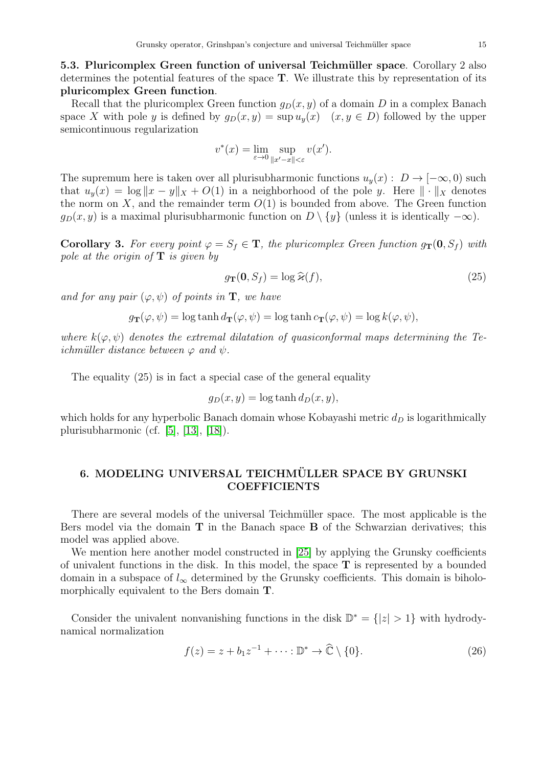**5.3. Pluricomplex Green function of universal Teichmüller space**. Corollary 2 also determines the potential features of the space $\mathbf{T}$. We illustrate this by representation of its **pluricomplex Green function**.

Recall that the pluricomplex Green function $g_D(x, y)$ of a domain $D$ in a complex Banach space $X$ with pole $y$ is defined by $g_D(x, y) = \sup u_y(x) \quad (x, y \in D)$ followed by the upper semicontinuous regularization

$$v^*(x) = \lim_{\varepsilon \to 0} \sup_{\|x' - x\| < \varepsilon} v(x').$$

The supremum here is taken over all plurisubharmonic functions $u_y(x) : D \to [-\infty, 0)$ such that $u_y(x) = \log \|x - y\|_X + O(1)$ in a neighborhood of the pole $y$. Here $\| \cdot \|_X$ denotes the norm on $X$, and the remainder term $O(1)$ is bounded from above. The Green function $g_D(x, y)$ is a maximal plurisubharmonic function on $D \setminus \{y\}$ (unless it is identically $-\infty$).

**Corollary 3.** *For every point $\varphi = S_f \in \mathbf{T}$, the pluricomplex Green function $g_{\mathbf{T}}(\mathbf{0}, S_f)$ with pole at the origin of $\mathbf{T}$ is given by*

$$g_{\mathbf{T}}(\mathbf{0}, S_f) = \log \widehat{\varkappa}(f), \tag{25}$$

*and for any pair $(\varphi, \psi)$ of points in $\mathbf{T}$, we have*

$$g_{\mathbf{T}}(\varphi, \psi) = \log \tanh d_{\mathbf{T}}(\varphi, \psi) = \log \tanh c_{\mathbf{T}}(\varphi, \psi) = \log k(\varphi, \psi),$$

*where $k(\varphi, \psi)$ denotes the extremal dilatation of quasiconformal maps determining the Teichmüller distance between $\varphi$ and $\psi$.*

The equality (25) is in fact a special case of the general equality

$$g_D(x, y) = \log \tanh d_D(x, y),$$

which holds for any hyperbolic Banach domain whose Kobayashi metric $d_D$ is logarithmically plurisubharmonic (cf. [5], [13], [18]).

## 6. MODELING UNIVERSAL TEICHMÜLLER SPACE BY GRUNSKI COEFFICIENTS

There are several models of the universal Teichmüller space. The most applicable is the Bers model via the domain $\mathbf{T}$ in the Banach space $\mathbf{B}$ of the Schwarzian derivatives; this model was applied above.

We mention here another model constructed in [25] by applying the Grunsky coefficients of univalent functions in the disk. In this model, the space $\mathbf{T}$ is represented by a bounded domain in a subspace of $l_\infty$ determined by the Grunsky coefficients. This domain is biholomorphically equivalent to the Bers domain $\mathbf{T}$.

Consider the univalent nonvanishing functions in the disk $\mathbb{D}^* = \{|z| > 1\}$ with hydrodynamical normalization

$$f(z) = z + b_1 z^{-1} + \dots : \mathbb{D}^* \to \widehat{\mathbb{C}} \setminus \{0\}. \tag{26}$$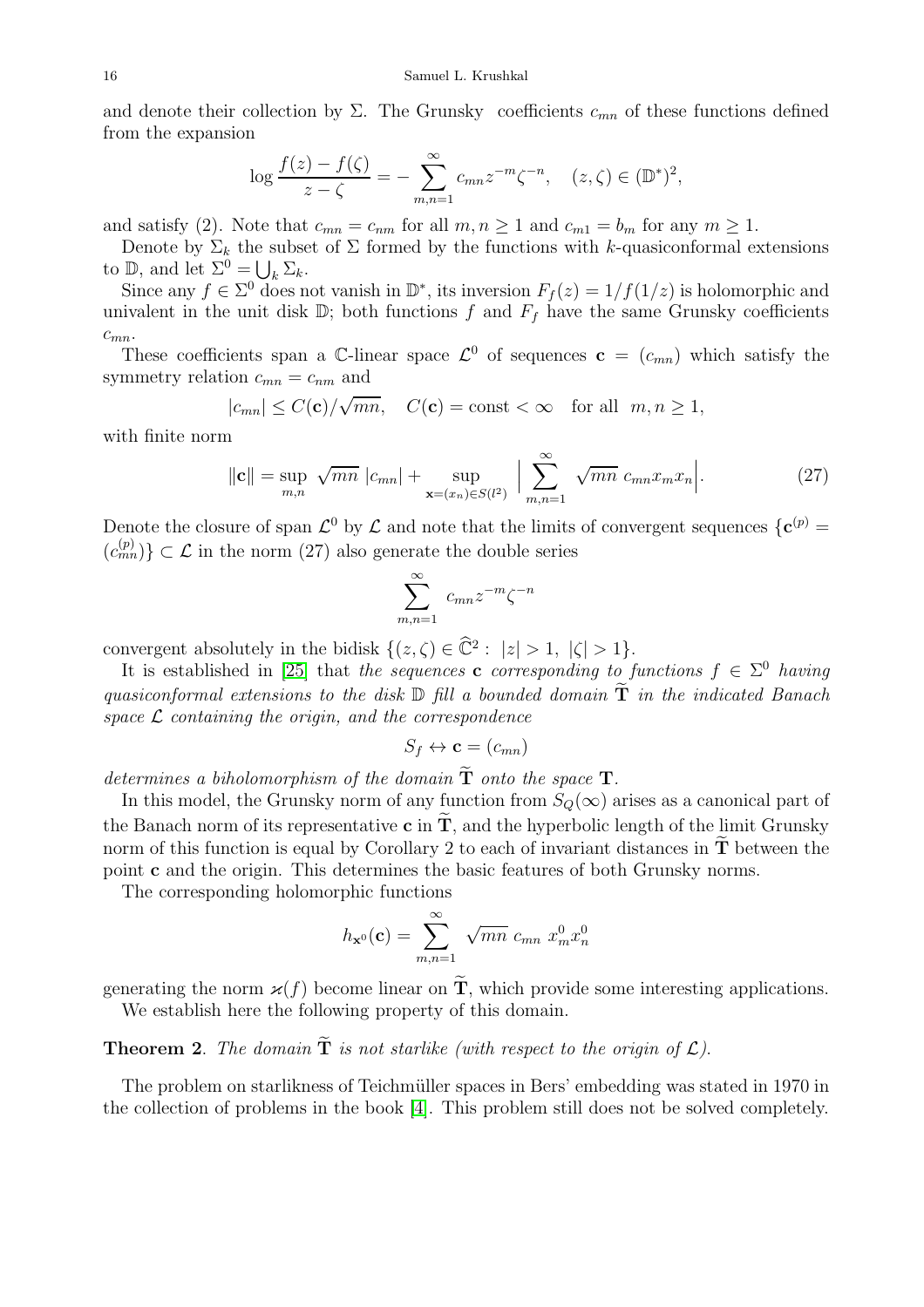and denote their collection by $\Sigma$. The Grunsky coefficients $c_{mn}$ of these functions defined from the expansion

$$\log \frac{f(z) - f(\zeta)}{z - \zeta} = - \sum_{m,n=1}^{\infty} c_{mn} z^{-m} \zeta^{-n}, \quad (z, \zeta) \in (\mathbb{D}^*)^2,$$

and satisfy (2). Note that $c_{mn} = c_{nm}$ for all $m, n \geq 1$ and $c_{m1} = b_m$ for any $m \geq 1$.

Denote by $\Sigma_k$ the subset of $\Sigma$ formed by the functions with $k$-quasiconformal extensions to $\mathbb{D}$, and let $\Sigma^0 = \bigcup_k \Sigma_k$.

Since any $f \in \Sigma^0$ does not vanish in $\mathbb{D}^*$, its inversion $F_f(z) = 1/f(1/z)$ is holomorphic and univalent in the unit disk $\mathbb{D}$; both functions $f$ and $F_f$ have the same Grunsky coefficients $c_{mn}$.

These coefficients span a $\mathbb{C}$-linear space $\mathcal{L}^0$ of sequences $\mathbf{c} = (c_{mn})$ which satisfy the symmetry relation $c_{mn} = c_{nm}$ and

$$|c_{mn}| \leq C(\mathbf{c})/\sqrt{mn}, \quad C(\mathbf{c}) = \text{const} < \infty \quad \text{for all} \ \ m, n \geq 1,$$

with finite norm

$$\|\mathbf{c}\| = \sup_{m,n} \ \sqrt{mn} \ |c_{mn}| + \sup_{\mathbf{x}=(x_n) \in S(l^2)} \ \Big| \sum_{m,n=1}^{\infty} \ \sqrt{mn} \ c_{mn} x_m x_n \Big|. \tag{27}$$

Denote the closure of span $\mathcal{L}^0$ by $\mathcal{L}$ and note that the limits of convergent sequences $\{\mathbf{c}^{(p)} = (c_{mn}^{(p)})\} \subset \mathcal{L}$ in the norm (27) also generate the double series

$$\sum_{m,n=1}^{\infty} \ c_{mn} z^{-m} \zeta^{-n}$$

convergent absolutely in the bidisk $\{(z, \zeta) \in \widehat{\mathbb{C}}^2 : \ |z| > 1, \ |\zeta| > 1\}$.

It is established in [25] that *the sequences* $\mathbf{c}$ *corresponding to functions* $f \in \Sigma^0$ *having quasiconformal extensions to the disk* $\mathbb{D}$ *fill a bounded domain* $\widetilde{\mathbf{T}}$ *in the indicated Banach space* $\mathcal{L}$ *containing the origin, and the correspondence*

$$S_f \leftrightarrow \mathbf{c} = (c_{mn})$$

*determines a biholomorphism of the domain* $\widetilde{\mathbf{T}}$ *onto the space* $\mathbf{T}$.

In this model, the Grunsky norm of any function from $S_Q(\infty)$ arises as a canonical part of the Banach norm of its representative $\mathbf{c}$ in $\widetilde{\mathbf{T}}$, and the hyperbolic length of the limit Grunsky norm of this function is equal by Corollary 2 to each of invariant distances in $\widetilde{\mathbf{T}}$ between the point $\mathbf{c}$ and the origin. This determines the basic features of both Grunsky norms.

The corresponding holomorphic functions

$$h_{\mathbf{x}^0}(\mathbf{c}) = \sum_{m,n=1}^{\infty} \ \sqrt{mn} \ c_{mn} \ x_m^0 x_n^0$$

generating the norm $\varkappa(f)$ become linear on $\widetilde{\mathbf{T}}$, which provide some interesting applications.

We establish here the following property of this domain.

**Theorem 2**. *The domain* $\widetilde{\mathbf{T}}$ *is not starlike (with respect to the origin of* $\mathcal{L}$*).*

The problem on starlikness of Teichmüller spaces in Bers' embedding was stated in 1970 in the collection of problems in the book [4]. This problem still does not be solved completely.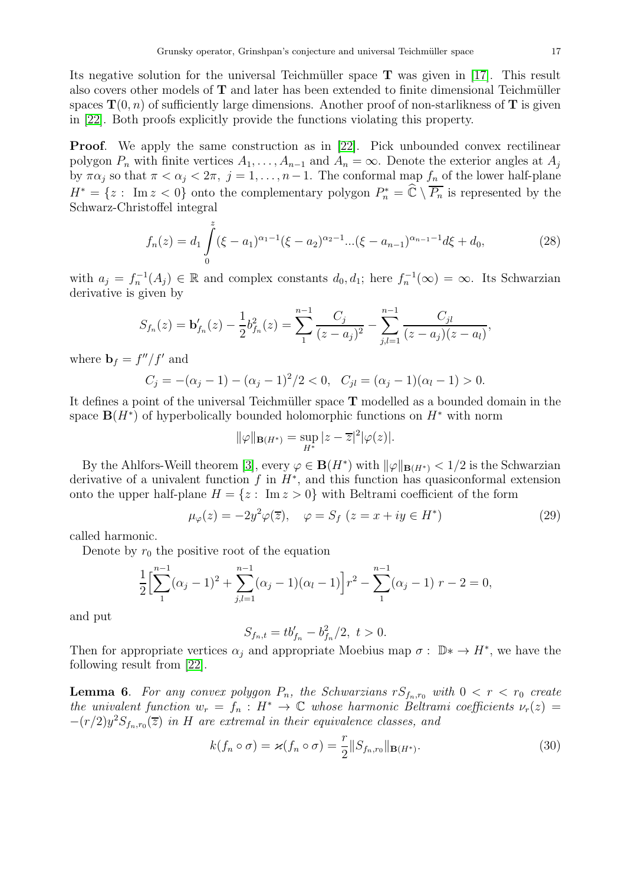Its negative solution for the universal Teichmüller space $\mathbf{T}$ was given in [17]. This result also covers other models of $\mathbf{T}$ and later has been extended to finite dimensional Teichmüller spaces $\mathbf{T}(0,n)$ of sufficiently large dimensions. Another proof of non-starlikness of $\mathbf{T}$ is given in [22]. Both proofs explicitly provide the functions violating this property.

**Proof**. We apply the same construction as in [22]. Pick unbounded convex rectilinear polygon $P_n$ with finite vertices $A_1, \dots, A_{n-1}$ and $A_n = \infty$. Denote the exterior angles at $A_j$ by $\pi\alpha_j$ so that $\pi < \alpha_j < 2\pi,\ j = 1, \dots, n-1$. The conformal map $f_n$ of the lower half-plane $H^* = \{z : \ \operatorname{Im} z < 0\}$ onto the complementary polygon $P_n^* = \widehat{\mathbb{C}} \setminus \overline{P_n}$ is represented by the Schwarz-Christoffel integral

$$f_n(z) = d_1 \int_0^z (\xi - a_1)^{\alpha_1 - 1}(\xi - a_2)^{\alpha_2 - 1} \dots (\xi - a_{n-1})^{\alpha_{n-1}-1} d\xi + d_0, \tag{28}$$

with $a_j = f_n^{-1}(A_j) \in \mathbb{R}$ and complex constants $d_0, d_1$; here $f_n^{-1}(\infty) = \infty$. Its Schwarzian derivative is given by

$$S_{f_n}(z) = \mathbf{b}_{f_n}'(z) - \frac{1}{2}b_{f_n}^2(z) = \sum_1^{n-1} \frac{C_j}{(z-a_j)^2} - \sum_{j,l=1}^{n-1} \frac{C_{jl}}{(z-a_j)(z-a_l)},$$

where $\mathbf{b}_f = f''/f'$ and

$$C_j = -(\alpha_j - 1) - (\alpha_j - 1)^2/2 < 0, \quad C_{jl} = (\alpha_j - 1)(\alpha_l - 1) > 0.$$

It defines a point of the universal Teichmüller space $\mathbf{T}$ modelled as a bounded domain in the space $\mathbf{B}(H^*)$ of hyperbolically bounded holomorphic functions on $H^*$ with norm

$$\|\varphi\|_{\mathbf{B}(H^*)} = \sup_{H^*} |z - \overline{z}|^2 |\varphi(z)|.$$

By the Ahlfors-Weill theorem [3], every $\varphi \in \mathbf{B}(H^*)$ with $\|\varphi\|_{\mathbf{B}(H^*)} < 1/2$ is the Schwarzian derivative of a univalent function $f$ in $H^*$, and this function has quasiconformal extension onto the upper half-plane $H = \{z : \ \operatorname{Im} z > 0\}$ with Beltrami coefficient of the form

$$\mu_\varphi(z) = -2y^2\varphi(\overline{z}), \quad \varphi = S_f \ (z = x + iy \in H^*) \tag{29}$$

called harmonic.

Denote by $r_0$ the positive root of the equation

$$\frac{1}{2}\Big[\sum_1^{n-1}(\alpha_j - 1)^2 + \sum_{j,l=1}^{n-1}(\alpha_j - 1)(\alpha_l - 1)\Big] r^2 - \sum_1^{n-1}(\alpha_j - 1)\ r - 2 = 0,$$

and put

$$S_{f_n,t} = tb_{f_n}' - b_{f_n}^2/2, \ t > 0.$$

Then for appropriate vertices $\alpha_j$ and appropriate Moebius map $\sigma : \ \mathbb{D}* \to H^*$, we have the following result from [22].

**Lemma 6**. *For any convex polygon $P_n$, the Schwarzians $rS_{f_n,r_0}$ with $0 < r < r_0$ create the univalent function $w_r = f_n : H^* \to \mathbb{C}$ whose harmonic Beltrami coefficients $\nu_r(z) = -(r/2)y^2 S_{f_n,r_0}(\overline{z})$ in $H$ are extremal in their equivalence classes, and*

$$k(f_n \circ \sigma) = \varkappa(f_n \circ \sigma) = \frac{r}{2}\|S_{f_n,r_0}\|_{\mathbf{B}(H^*)}. \tag{30}$$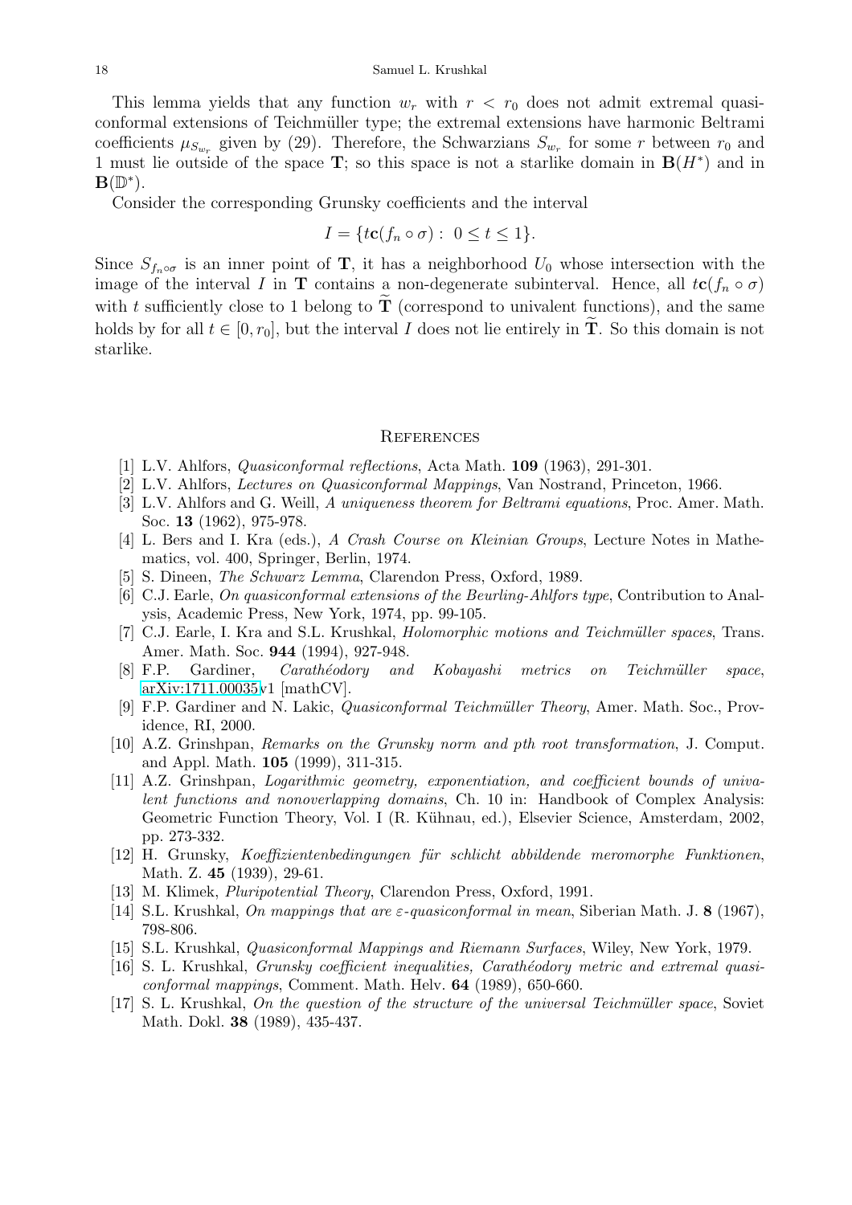This lemma yields that any function $w_r$ with $r < r_0$ does not admit extremal quasiconformal extensions of Teichmüller type; the extremal extensions have harmonic Beltrami coefficients $\mu_{S_{w_r}}$ given by (29). Therefore, the Schwarzians $S_{w_r}$ for some $r$ between $r_0$ and 1 must lie outside of the space $\mathbf{T}$; so this space is not a starlike domain in $\mathbf{B}(H^*)$ and in $\mathbf{B}(\mathbb{D}^*)$.

Consider the corresponding Grunsky coefficients and the interval

$$I = \{t\mathbf{c}(f_n \circ \sigma) : \ 0 \le t \le 1\}.$$

Since $S_{f_n \circ \sigma}$ is an inner point of $\mathbf{T}$, it has a neighborhood $U_0$ whose intersection with the image of the interval $I$ in $\mathbf{T}$ contains a non-degenerate subinterval. Hence, all $t\mathbf{c}(f_n \circ \sigma)$ with $t$ sufficiently close to 1 belong to $\widetilde{\mathbf{T}}$ (correspond to univalent functions), and the same holds by for all $t \in [0, r_0]$, but the interval $I$ does not lie entirely in $\widetilde{\mathbf{T}}$. So this domain is not starlike.

## References

[1] L.V. Ahlfors, *Quasiconformal reflections*, Acta Math. **109** (1963), 291-301.

[2] L.V. Ahlfors, *Lectures on Quasiconformal Mappings*, Van Nostrand, Princeton, 1966.

[3] L.V. Ahlfors and G. Weill, *A uniqueness theorem for Beltrami equations*, Proc. Amer. Math. Soc. **13** (1962), 975-978.

[4] L. Bers and I. Kra (eds.), *A Crash Course on Kleinian Groups*, Lecture Notes in Mathematics, vol. 400, Springer, Berlin, 1974.

[5] S. Dineen, *The Schwarz Lemma*, Clarendon Press, Oxford, 1989.

[6] C.J. Earle, *On quasiconformal extensions of the Beurling-Ahlfors type*, Contribution to Analysis, Academic Press, New York, 1974, pp. 99-105.

[7] C.J. Earle, I. Kra and S.L. Krushkal, *Holomorphic motions and Teichmüller spaces*, Trans. Amer. Math. Soc. **944** (1994), 927-948.

[8] F.P. Gardiner, *Carathéodory and Kobayashi metrics on Teichmüller space*, arXiv:1711.00035v1 [mathCV].

[9] F.P. Gardiner and N. Lakic, *Quasiconformal Teichmüller Theory*, Amer. Math. Soc., Providence, RI, 2000.

[10] A.Z. Grinshpan, *Remarks on the Grunsky norm and pth root transformation*, J. Comput. and Appl. Math. **105** (1999), 311-315.

[11] A.Z. Grinshpan, *Logarithmic geometry, exponentiation, and coefficient bounds of univalent functions and nonoverlapping domains*, Ch. 10 in: Handbook of Complex Analysis: Geometric Function Theory, Vol. I (R. Kühnau, ed.), Elsevier Science, Amsterdam, 2002, pp. 273-332.

[12] H. Grunsky, *Koeffizientenbedingungen für schlicht abbildende meromorphe Funktionen*, Math. Z. **45** (1939), 29-61.

[13] M. Klimek, *Pluripotential Theory*, Clarendon Press, Oxford, 1991.

[14] S.L. Krushkal, *On mappings that are $\varepsilon$-quasiconformal in mean*, Siberian Math. J. **8** (1967), 798-806.

[15] S.L. Krushkal, *Quasiconformal Mappings and Riemann Surfaces*, Wiley, New York, 1979.

[16] S. L. Krushkal, *Grunsky coefficient inequalities, Carathéodory metric and extremal quasiconformal mappings*, Comment. Math. Helv. **64** (1989), 650-660.

[17] S. L. Krushkal, *On the question of the structure of the universal Teichmüller space*, Soviet Math. Dokl. **38** (1989), 435-437.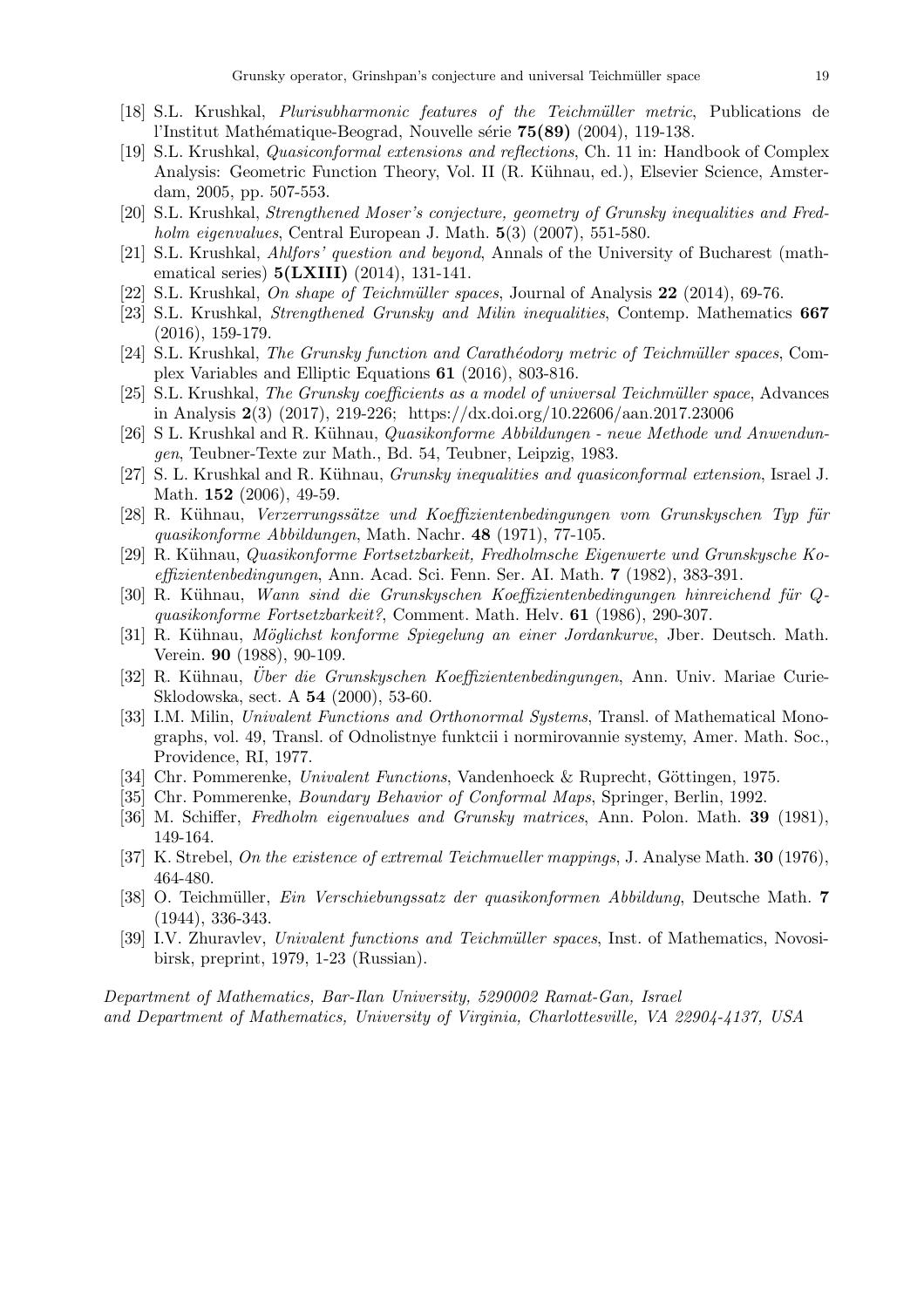[18] S.L. Krushkal, *Plurisubharmonic features of the Teichmüller metric*, Publications de l'Institut Mathématique-Beograd, Nouvelle série **75(89)** (2004), 119-138.

[19] S.L. Krushkal, *Quasiconformal extensions and reflections*, Ch. 11 in: Handbook of Complex Analysis: Geometric Function Theory, Vol. II (R. Kühnau, ed.), Elsevier Science, Amsterdam, 2005, pp. 507-553.

[20] S.L. Krushkal, *Strengthened Moser's conjecture, geometry of Grunsky inequalities and Fredholm eigenvalues*, Central European J. Math. **5**(3) (2007), 551-580.

[21] S.L. Krushkal, *Ahlfors' question and beyond*, Annals of the University of Bucharest (mathematical series) **5(LXIII)** (2014), 131-141.

[22] S.L. Krushkal, *On shape of Teichmüller spaces*, Journal of Analysis **22** (2014), 69-76.

[23] S.L. Krushkal, *Strengthened Grunsky and Milin inequalities*, Contemp. Mathematics **667** (2016), 159-179.

[24] S.L. Krushkal, *The Grunsky function and Carathéodory metric of Teichmüller spaces*, Complex Variables and Elliptic Equations **61** (2016), 803-816.

[25] S.L. Krushkal, *The Grunsky coefficients as a model of universal Teichmüller space*, Advances in Analysis **2**(3) (2017), 219-226; https://dx.doi.org/10.22606/aan.2017.23006

[26] S L. Krushkal and R. Kühnau, *Quasikonforme Abbildungen - neue Methode und Anwendungen*, Teubner-Texte zur Math., Bd. 54, Teubner, Leipzig, 1983.

[27] S. L. Krushkal and R. Kühnau, *Grunsky inequalities and quasiconformal extension*, Israel J. Math. **152** (2006), 49-59.

[28] R. Kühnau, *Verzerrungssätze und Koeffizientenbedingungen vom Grunskyschen Typ für quasikonforme Abbildungen*, Math. Nachr. **48** (1971), 77-105.

[29] R. Kühnau, *Quasikonforme Fortsetzbarkeit, Fredholmsche Eigenwerte und Grunskysche Koeffizientenbedingungen*, Ann. Acad. Sci. Fenn. Ser. AI. Math. **7** (1982), 383-391.

[30] R. Kühnau, *Wann sind die Grunskyschen Koeffizientenbedingungen hinreichend für Q-quasikonforme Fortsetzbarkeit?*, Comment. Math. Helv. **61** (1986), 290-307.

[31] R. Kühnau, *Möglichst konforme Spiegelung an einer Jordankurve*, Jber. Deutsch. Math. Verein. **90** (1988), 90-109.

[32] R. Kühnau, *Über die Grunskyschen Koeffizientenbedingungen*, Ann. Univ. Mariae Curie-Sklodowska, sect. A **54** (2000), 53-60.

[33] I.M. Milin, *Univalent Functions and Orthonormal Systems*, Transl. of Mathematical Monographs, vol. 49, Transl. of Odnolistnye funktcii i normirovannie systemy, Amer. Math. Soc., Providence, RI, 1977.

[34] Chr. Pommerenke, *Univalent Functions*, Vandenhoeck & Ruprecht, Göttingen, 1975.

[35] Chr. Pommerenke, *Boundary Behavior of Conformal Maps*, Springer, Berlin, 1992.

[36] M. Schiffer, *Fredholm eigenvalues and Grunsky matrices*, Ann. Polon. Math. **39** (1981), 149-164.

[37] K. Strebel, *On the existence of extremal Teichmueller mappings*, J. Analyse Math. **30** (1976), 464-480.

[38] O. Teichmüller, *Ein Verschiebungssatz der quasikonformen Abbildung*, Deutsche Math. **7** (1944), 336-343.

[39] I.V. Zhuravlev, *Univalent functions and Teichmüller spaces*, Inst. of Mathematics, Novosibirsk, preprint, 1979, 1-23 (Russian).

*Department of Mathematics, Bar-Ilan University, 5290002 Ramat-Gan, Israel*
*and Department of Mathematics, University of Virginia, Charlottesville, VA 22904-4137, USA*